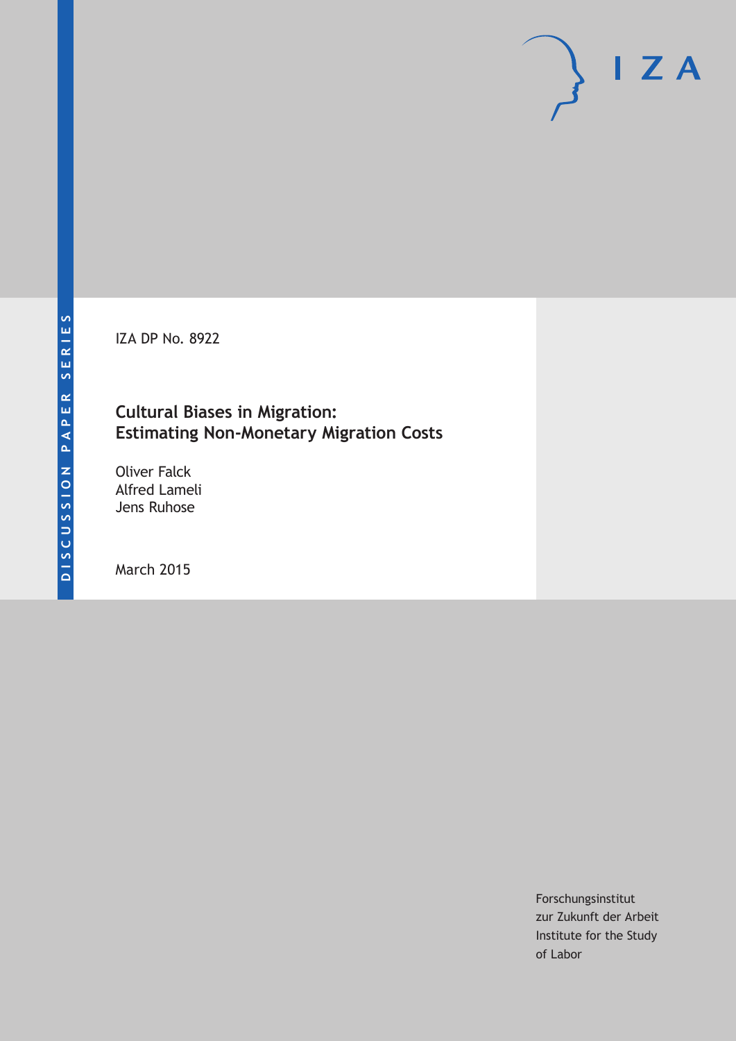DISCUSSION PAPER SERIES

IZA

IZA DP No. 8922

# Cultural Biases in Migration: Estimating Non-Monetary Migration Costs

Oliver Falck
Alfred Lameli
Jens Ruhose

March 2015

Forschungsinstitut
zur Zukunft der Arbeit
Institute for the Study
of Labor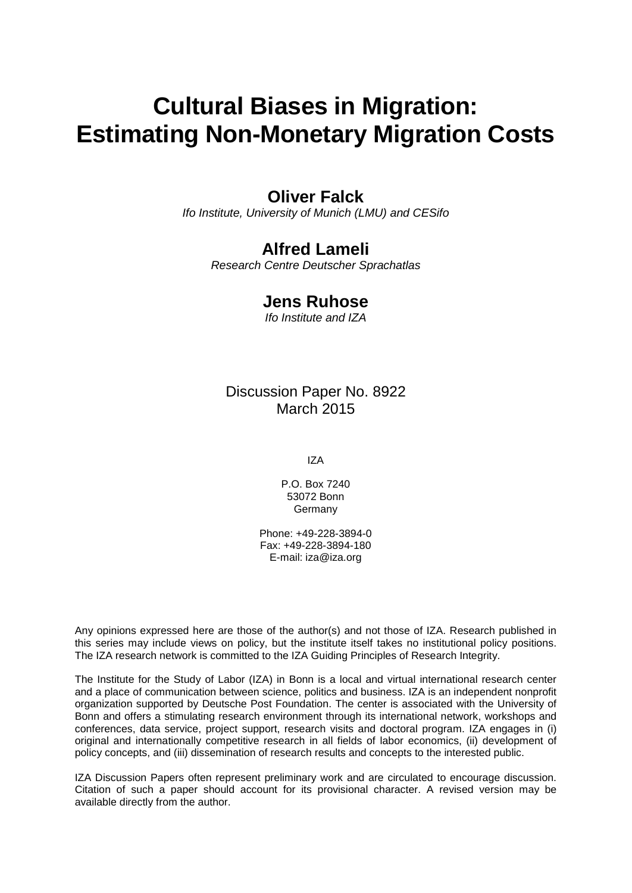# Cultural Biases in Migration: Estimating Non-Monetary Migration Costs

**Oliver Falck**
*Ifo Institute, University of Munich (LMU) and CESifo*

**Alfred Lameli**
*Research Centre Deutscher Sprachatlas*

**Jens Ruhose**
*Ifo Institute and IZA*

Discussion Paper No. 8922
March 2015

IZA

P.O. Box 7240
53072 Bonn
Germany

Phone: +49-228-3894-0
Fax: +49-228-3894-180
E-mail: iza@iza.org

Any opinions expressed here are those of the author(s) and not those of IZA. Research published in this series may include views on policy, but the institute itself takes no institutional policy positions. The IZA research network is committed to the IZA Guiding Principles of Research Integrity.

The Institute for the Study of Labor (IZA) in Bonn is a local and virtual international research center and a place of communication between science, politics and business. IZA is an independent nonprofit organization supported by Deutsche Post Foundation. The center is associated with the University of Bonn and offers a stimulating research environment through its international network, workshops and conferences, data service, project support, research visits and doctoral program. IZA engages in (i) original and internationally competitive research in all fields of labor economics, (ii) development of policy concepts, and (iii) dissemination of research results and concepts to the interested public.

IZA Discussion Papers often represent preliminary work and are circulated to encourage discussion. Citation of such a paper should account for its provisional character. A revised version may be available directly from the author.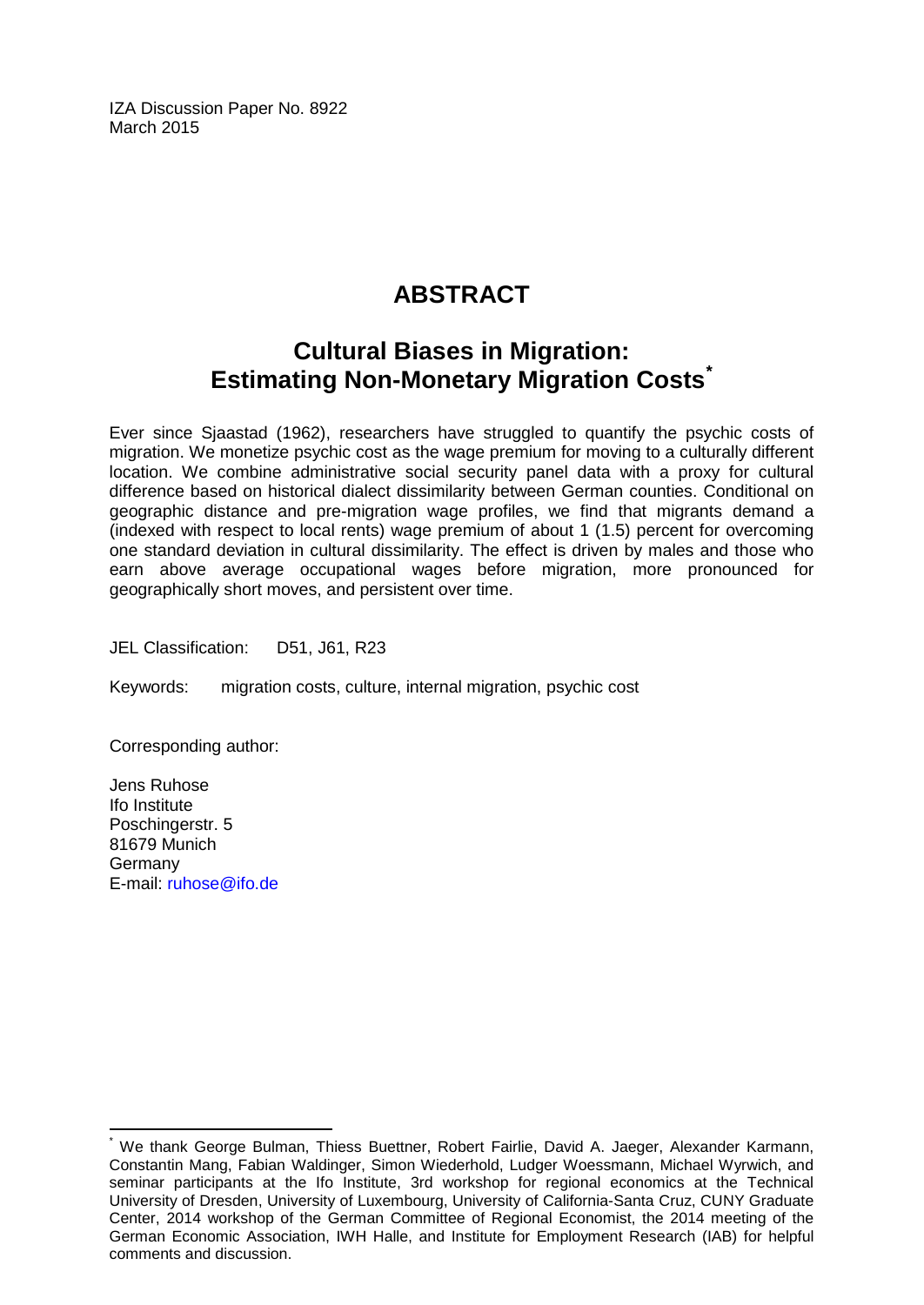IZA Discussion Paper No. 8922
March 2015

# ABSTRACT

## Cultural Biases in Migration: Estimating Non-Monetary Migration Costs*

Ever since Sjaastad (1962), researchers have struggled to quantify the psychic costs of migration. We monetize psychic cost as the wage premium for moving to a culturally different location. We combine administrative social security panel data with a proxy for cultural difference based on historical dialect dissimilarity between German counties. Conditional on geographic distance and pre-migration wage profiles, we find that migrants demand a (indexed with respect to local rents) wage premium of about 1 (1.5) percent for overcoming one standard deviation in cultural dissimilarity. The effect is driven by males and those who earn above average occupational wages before migration, more pronounced for geographically short moves, and persistent over time.

JEL Classification: D51, J61, R23

Keywords: migration costs, culture, internal migration, psychic cost

Corresponding author:

Jens Ruhose
Ifo Institute
Poschingerstr. 5
81679 Munich
Germany
E-mail: ruhose@ifo.de

---

* We thank George Bulman, Thiess Buettner, Robert Fairlie, David A. Jaeger, Alexander Karmann, Constantin Mang, Fabian Waldinger, Simon Wiederhold, Ludger Woessmann, Michael Wyrwich, and seminar participants at the Ifo Institute, 3rd workshop for regional economics at the Technical University of Dresden, University of Luxembourg, University of California-Santa Cruz, CUNY Graduate Center, 2014 workshop of the German Committee of Regional Economist, the 2014 meeting of the German Economic Association, IWH Halle, and Institute for Employment Research (IAB) for helpful comments and discussion.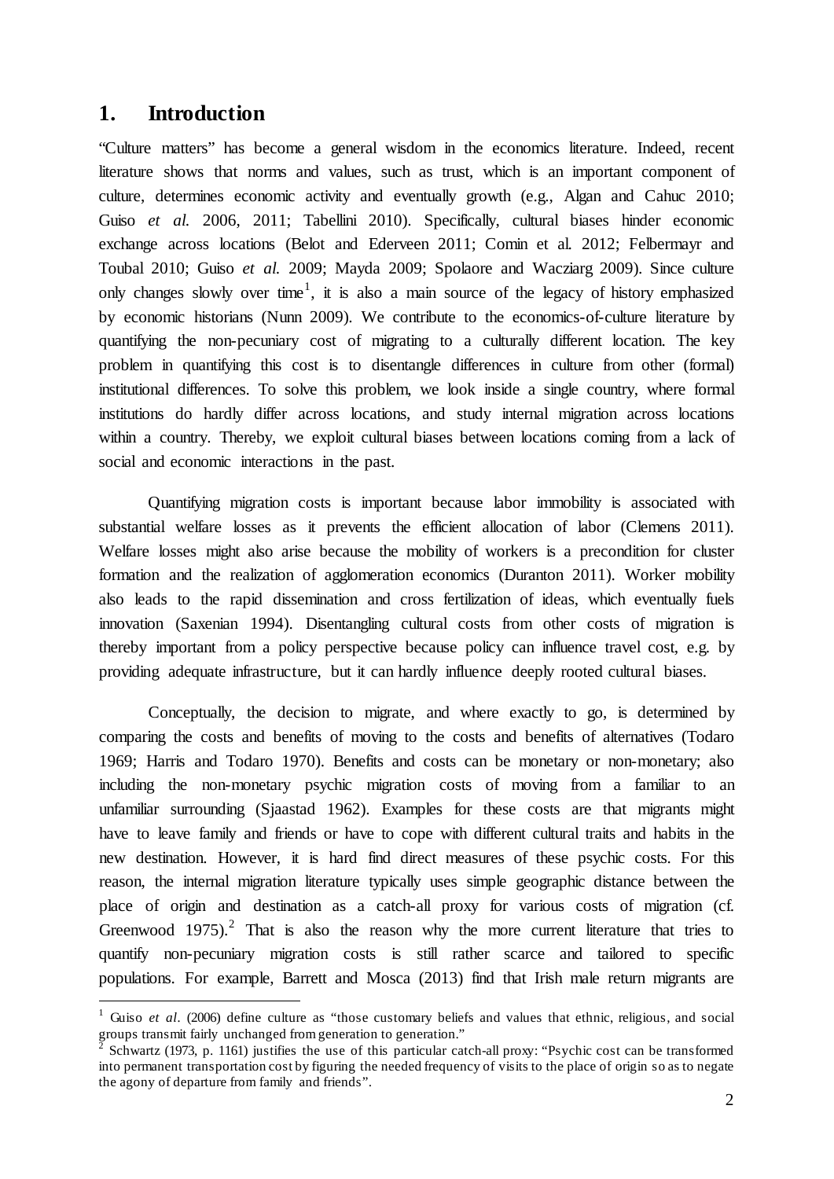# 1. Introduction

"Culture matters" has become a general wisdom in the economics literature. Indeed, recent literature shows that norms and values, such as trust, which is an important component of culture, determines economic activity and eventually growth (e.g., Algan and Cahuc 2010; Guiso *et al.* 2006, 2011; Tabellini 2010). Specifically, cultural biases hinder economic exchange across locations (Belot and Ederveen 2011; Comin et al. 2012; Felbermayr and Toubal 2010; Guiso *et al.* 2009; Mayda 2009; Spolaore and Wacziarg 2009). Since culture only changes slowly over time[1], it is also a main source of the legacy of history emphasized by economic historians (Nunn 2009). We contribute to the economics-of-culture literature by quantifying the non-pecuniary cost of migrating to a culturally different location. The key problem in quantifying this cost is to disentangle differences in culture from other (formal) institutional differences. To solve this problem, we look inside a single country, where formal institutions do hardly differ across locations, and study internal migration across locations within a country. Thereby, we exploit cultural biases between locations coming from a lack of social and economic interactions in the past.

Quantifying migration costs is important because labor immobility is associated with substantial welfare losses as it prevents the efficient allocation of labor (Clemens 2011). Welfare losses might also arise because the mobility of workers is a precondition for cluster formation and the realization of agglomeration economics (Duranton 2011). Worker mobility also leads to the rapid dissemination and cross fertilization of ideas, which eventually fuels innovation (Saxenian 1994). Disentangling cultural costs from other costs of migration is thereby important from a policy perspective because policy can influence travel cost, e.g. by providing adequate infrastructure, but it can hardly influence deeply rooted cultural biases.

Conceptually, the decision to migrate, and where exactly to go, is determined by comparing the costs and benefits of moving to the costs and benefits of alternatives (Todaro 1969; Harris and Todaro 1970). Benefits and costs can be monetary or non-monetary; also including the non-monetary psychic migration costs of moving from a familiar to an unfamiliar surrounding (Sjaastad 1962). Examples for these costs are that migrants might have to leave family and friends or have to cope with different cultural traits and habits in the new destination. However, it is hard find direct measures of these psychic costs. For this reason, the internal migration literature typically uses simple geographic distance between the place of origin and destination as a catch-all proxy for various costs of migration (cf. Greenwood 1975).[2] That is also the reason why the more current literature that tries to quantify non-pecuniary migration costs is still rather scarce and tailored to specific populations. For example, Barrett and Mosca (2013) find that Irish male return migrants are

[1] Guiso *et al*. (2006) define culture as "those customary beliefs and values that ethnic, religious, and social groups transmit fairly unchanged from generation to generation."

[2] Schwartz (1973, p. 1161) justifies the use of this particular catch-all proxy: "Psychic cost can be transformed into permanent transportation cost by figuring the needed frequency of visits to the place of origin so as to negate the agony of departure from family and friends".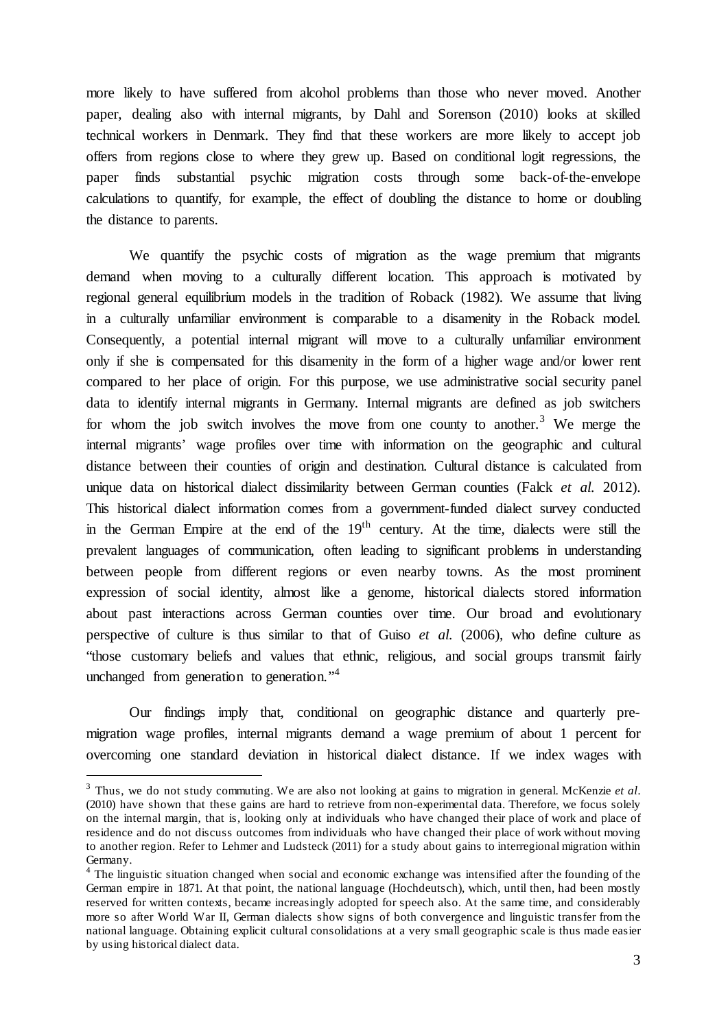more likely to have suffered from alcohol problems than those who never moved. Another paper, dealing also with internal migrants, by Dahl and Sorenson (2010) looks at skilled technical workers in Denmark. They find that these workers are more likely to accept job offers from regions close to where they grew up. Based on conditional logit regressions, the paper finds substantial psychic migration costs through some back-of-the-envelope calculations to quantify, for example, the effect of doubling the distance to home or doubling the distance to parents.

We quantify the psychic costs of migration as the wage premium that migrants demand when moving to a culturally different location. This approach is motivated by regional general equilibrium models in the tradition of Roback (1982). We assume that living in a culturally unfamiliar environment is comparable to a disamenity in the Roback model. Consequently, a potential internal migrant will move to a culturally unfamiliar environment only if she is compensated for this disamenity in the form of a higher wage and/or lower rent compared to her place of origin. For this purpose, we use administrative social security panel data to identify internal migrants in Germany. Internal migrants are defined as job switchers for whom the job switch involves the move from one county to another.[3] We merge the internal migrants' wage profiles over time with information on the geographic and cultural distance between their counties of origin and destination. Cultural distance is calculated from unique data on historical dialect dissimilarity between German counties (Falck *et al.* 2012). This historical dialect information comes from a government-funded dialect survey conducted in the German Empire at the end of the 19th century. At the time, dialects were still the prevalent languages of communication, often leading to significant problems in understanding between people from different regions or even nearby towns. As the most prominent expression of social identity, almost like a genome, historical dialects stored information about past interactions across German counties over time. Our broad and evolutionary perspective of culture is thus similar to that of Guiso *et al.* (2006), who define culture as "those customary beliefs and values that ethnic, religious, and social groups transmit fairly unchanged from generation to generation."[4]

Our findings imply that, conditional on geographic distance and quarterly pre-migration wage profiles, internal migrants demand a wage premium of about 1 percent for overcoming one standard deviation in historical dialect distance. If we index wages with

---

[3] Thus, we do not study commuting. We are also not looking at gains to migration in general. McKenzie *et al.* (2010) have shown that these gains are hard to retrieve from non-experimental data. Therefore, we focus solely on the internal margin, that is, looking only at individuals who have changed their place of work and place of residence and do not discuss outcomes from individuals who have changed their place of work without moving to another region. Refer to Lehmer and Ludsteck (2011) for a study about gains to interregional migration within Germany.

[4] The linguistic situation changed when social and economic exchange was intensified after the founding of the German empire in 1871. At that point, the national language (Hochdeutsch), which, until then, had been mostly reserved for written contexts, became increasingly adopted for speech also. At the same time, and considerably more so after World War II, German dialects show signs of both convergence and linguistic transfer from the national language. Obtaining explicit cultural consolidations at a very small geographic scale is thus made easier by using historical dialect data.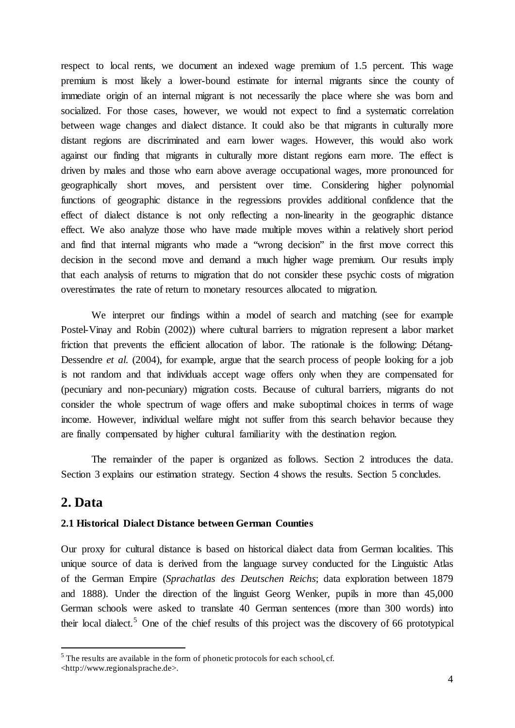respect to local rents, we document an indexed wage premium of 1.5 percent. This wage premium is most likely a lower-bound estimate for internal migrants since the county of immediate origin of an internal migrant is not necessarily the place where she was born and socialized. For those cases, however, we would not expect to find a systematic correlation between wage changes and dialect distance. It could also be that migrants in culturally more distant regions are discriminated and earn lower wages. However, this would also work against our finding that migrants in culturally more distant regions earn more. The effect is driven by males and those who earn above average occupational wages, more pronounced for geographically short moves, and persistent over time. Considering higher polynomial functions of geographic distance in the regressions provides additional confidence that the effect of dialect distance is not only reflecting a non-linearity in the geographic distance effect. We also analyze those who have made multiple moves within a relatively short period and find that internal migrants who made a "wrong decision" in the first move correct this decision in the second move and demand a much higher wage premium. Our results imply that each analysis of returns to migration that do not consider these psychic costs of migration overestimates the rate of return to monetary resources allocated to migration.

We interpret our findings within a model of search and matching (see for example Postel-Vinay and Robin (2002)) where cultural barriers to migration represent a labor market friction that prevents the efficient allocation of labor. The rationale is the following: Détang-Dessendre *et al.* (2004), for example, argue that the search process of people looking for a job is not random and that individuals accept wage offers only when they are compensated for (pecuniary and non-pecuniary) migration costs. Because of cultural barriers, migrants do not consider the whole spectrum of wage offers and make suboptimal choices in terms of wage income. However, individual welfare might not suffer from this search behavior because they are finally compensated by higher cultural familiarity with the destination region.

The remainder of the paper is organized as follows. Section 2 introduces the data. Section 3 explains our estimation strategy. Section 4 shows the results. Section 5 concludes.

## 2. Data

### 2.1 Historical Dialect Distance between German Counties

Our proxy for cultural distance is based on historical dialect data from German localities. This unique source of data is derived from the language survey conducted for the Linguistic Atlas of the German Empire (*Sprachatlas des Deutschen Reichs*; data exploration between 1879 and 1888). Under the direction of the linguist Georg Wenker, pupils in more than 45,000 German schools were asked to translate 40 German sentences (more than 300 words) into their local dialect.[5] One of the chief results of this project was the discovery of 66 prototypical

[5] The results are available in the form of phonetic protocols for each school, cf. <http://www.regionalsprache.de>.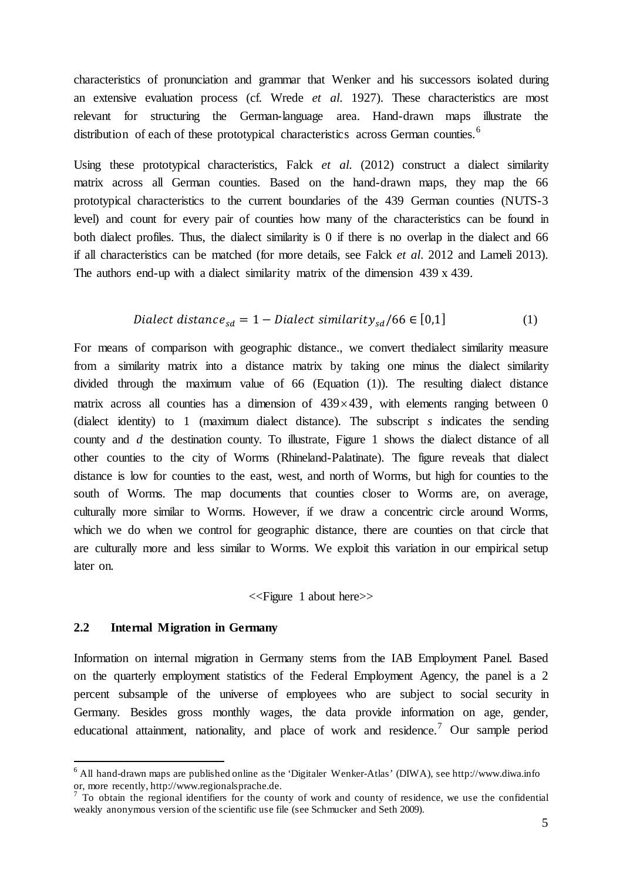characteristics of pronunciation and grammar that Wenker and his successors isolated during an extensive evaluation process (cf. Wrede *et al.* 1927). These characteristics are most relevant for structuring the German-language area. Hand-drawn maps illustrate the distribution of each of these prototypical characteristics across German counties.[6]

Using these prototypical characteristics, Falck *et al.* (2012) construct a dialect similarity matrix across all German counties. Based on the hand-drawn maps, they map the 66 prototypical characteristics to the current boundaries of the 439 German counties (NUTS-3 level) and count for every pair of counties how many of the characteristics can be found in both dialect profiles. Thus, the dialect similarity is 0 if there is no overlap in the dialect and 66 if all characteristics can be matched (for more details, see Falck *et al.* 2012 and Lameli 2013). The authors end-up with a dialect similarity matrix of the dimension 439 x 439.

$$Dialect\ distance_{sd} = 1 - Dialect\ similarity_{sd}/66 \in [0,1] \qquad (1)$$

For means of comparison with geographic distance., we convert thedialect similarity measure from a similarity matrix into a distance matrix by taking one minus the dialect similarity divided through the maximum value of 66 (Equation (1)). The resulting dialect distance matrix across all counties has a dimension of $439 \times 439$, with elements ranging between 0 (dialect identity) to 1 (maximum dialect distance). The subscript $s$ indicates the sending county and $d$ the destination county. To illustrate, Figure 1 shows the dialect distance of all other counties to the city of Worms (Rhineland-Palatinate). The figure reveals that dialect distance is low for counties to the east, west, and north of Worms, but high for counties to the south of Worms. The map documents that counties closer to Worms are, on average, culturally more similar to Worms. However, if we draw a concentric circle around Worms, which we do when we control for geographic distance, there are counties on that circle that are culturally more and less similar to Worms. We exploit this variation in our empirical setup later on.

<<Figure 1 about here>>

## 2.2 Internal Migration in Germany

Information on internal migration in Germany stems from the IAB Employment Panel. Based on the quarterly employment statistics of the Federal Employment Agency, the panel is a 2 percent subsample of the universe of employees who are subject to social security in Germany. Besides gross monthly wages, the data provide information on age, gender, educational attainment, nationality, and place of work and residence.[7] Our sample period

[6] All hand-drawn maps are published online as the 'Digitaler Wenker-Atlas' (DIWA), see http://www.diwa.info or, more recently, http://www.regionalsprache.de.

[7] To obtain the regional identifiers for the county of work and county of residence, we use the confidential weakly anonymous version of the scientific use file (see Schmucker and Seth 2009).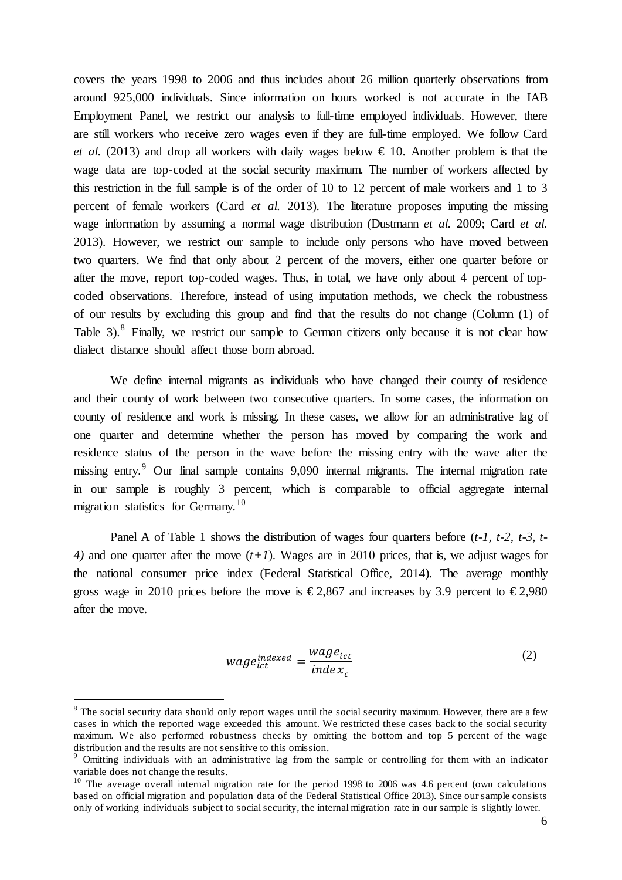covers the years 1998 to 2006 and thus includes about 26 million quarterly observations from around 925,000 individuals. Since information on hours worked is not accurate in the IAB Employment Panel, we restrict our analysis to full-time employed individuals. However, there are still workers who receive zero wages even if they are full-time employed. We follow Card *et al.* (2013) and drop all workers with daily wages below € 10. Another problem is that the wage data are top-coded at the social security maximum. The number of workers affected by this restriction in the full sample is of the order of 10 to 12 percent of male workers and 1 to 3 percent of female workers (Card *et al.* 2013). The literature proposes imputing the missing wage information by assuming a normal wage distribution (Dustmann *et al.* 2009; Card *et al.* 2013). However, we restrict our sample to include only persons who have moved between two quarters. We find that only about 2 percent of the movers, either one quarter before or after the move, report top-coded wages. Thus, in total, we have only about 4 percent of top-coded observations. Therefore, instead of using imputation methods, we check the robustness of our results by excluding this group and find that the results do not change (Column (1) of Table 3).[8] Finally, we restrict our sample to German citizens only because it is not clear how dialect distance should affect those born abroad.

We define internal migrants as individuals who have changed their county of residence and their county of work between two consecutive quarters. In some cases, the information on county of residence and work is missing. In these cases, we allow for an administrative lag of one quarter and determine whether the person has moved by comparing the work and residence status of the person in the wave before the missing entry with the wave after the missing entry.[9] Our final sample contains 9,090 internal migrants. The internal migration rate in our sample is roughly 3 percent, which is comparable to official aggregate internal migration statistics for Germany.[10]

Panel A of Table 1 shows the distribution of wages four quarters before (*t-1, t-2, t-3, t-4)* and one quarter after the move (*t+1*). Wages are in 2010 prices, that is, we adjust wages for the national consumer price index (Federal Statistical Office, 2014). The average monthly gross wage in 2010 prices before the move is €2,867 and increases by 3.9 percent to €2,980 after the move.

$$wage_{ict}^{indexed} = \frac{wage_{ict}}{index_c} \tag{2}$$

---

[8] The social security data should only report wages until the social security maximum. However, there are a few cases in which the reported wage exceeded this amount. We restricted these cases back to the social security maximum. We also performed robustness checks by omitting the bottom and top 5 percent of the wage distribution and the results are not sensitive to this omission.

[9] Omitting individuals with an administrative lag from the sample or controlling for them with an indicator variable does not change the results.

[10] The average overall internal migration rate for the period 1998 to 2006 was 4.6 percent (own calculations based on official migration and population data of the Federal Statistical Office 2013). Since our sample consists only of working individuals subject to social security, the internal migration rate in our sample is slightly lower.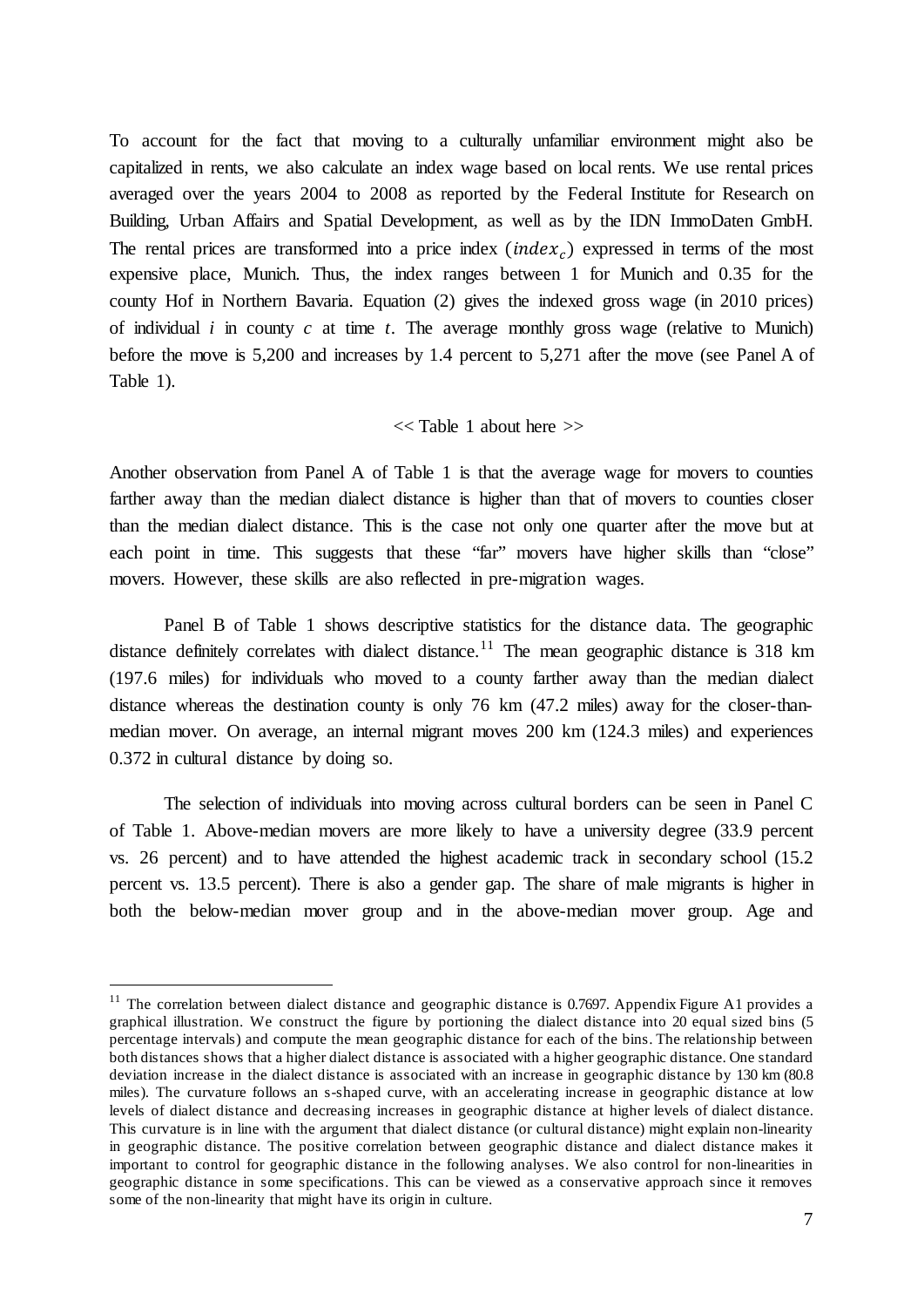To account for the fact that moving to a culturally unfamiliar environment might also be capitalized in rents, we also calculate an index wage based on local rents. We use rental prices averaged over the years 2004 to 2008 as reported by the Federal Institute for Research on Building, Urban Affairs and Spatial Development, as well as by the IDN ImmoDaten GmbH. The rental prices are transformed into a price index ($index_c$) expressed in terms of the most expensive place, Munich. Thus, the index ranges between 1 for Munich and 0.35 for the county Hof in Northern Bavaria. Equation (2) gives the indexed gross wage (in 2010 prices) of individual $i$ in county $c$ at time $t$. The average monthly gross wage (relative to Munich) before the move is 5,200 and increases by 1.4 percent to 5,271 after the move (see Panel A of Table 1).

<< Table 1 about here >>

Another observation from Panel A of Table 1 is that the average wage for movers to counties farther away than the median dialect distance is higher than that of movers to counties closer than the median dialect distance. This is the case not only one quarter after the move but at each point in time. This suggests that these "far" movers have higher skills than "close" movers. However, these skills are also reflected in pre-migration wages.

Panel B of Table 1 shows descriptive statistics for the distance data. The geographic distance definitely correlates with dialect distance.[11] The mean geographic distance is 318 km (197.6 miles) for individuals who moved to a county farther away than the median dialect distance whereas the destination county is only 76 km (47.2 miles) away for the closer-than-median mover. On average, an internal migrant moves 200 km (124.3 miles) and experiences 0.372 in cultural distance by doing so.

The selection of individuals into moving across cultural borders can be seen in Panel C of Table 1. Above-median movers are more likely to have a university degree (33.9 percent vs. 26 percent) and to have attended the highest academic track in secondary school (15.2 percent vs. 13.5 percent). There is also a gender gap. The share of male migrants is higher in both the below-median mover group and in the above-median mover group. Age and

[11] The correlation between dialect distance and geographic distance is 0.7697. Appendix Figure A1 provides a graphical illustration. We construct the figure by portioning the dialect distance into 20 equal sized bins (5 percentage intervals) and compute the mean geographic distance for each of the bins. The relationship between both distances shows that a higher dialect distance is associated with a higher geographic distance. One standard deviation increase in the dialect distance is associated with an increase in geographic distance by 130 km (80.8 miles). The curvature follows an s-shaped curve, with an accelerating increase in geographic distance at low levels of dialect distance and decreasing increases in geographic distance at higher levels of dialect distance. This curvature is in line with the argument that dialect distance (or cultural distance) might explain non-linearity in geographic distance. The positive correlation between geographic distance and dialect distance makes it important to control for geographic distance in the following analyses. We also control for non-linearities in geographic distance in some specifications. This can be viewed as a conservative approach since it removes some of the non-linearity that might have its origin in culture.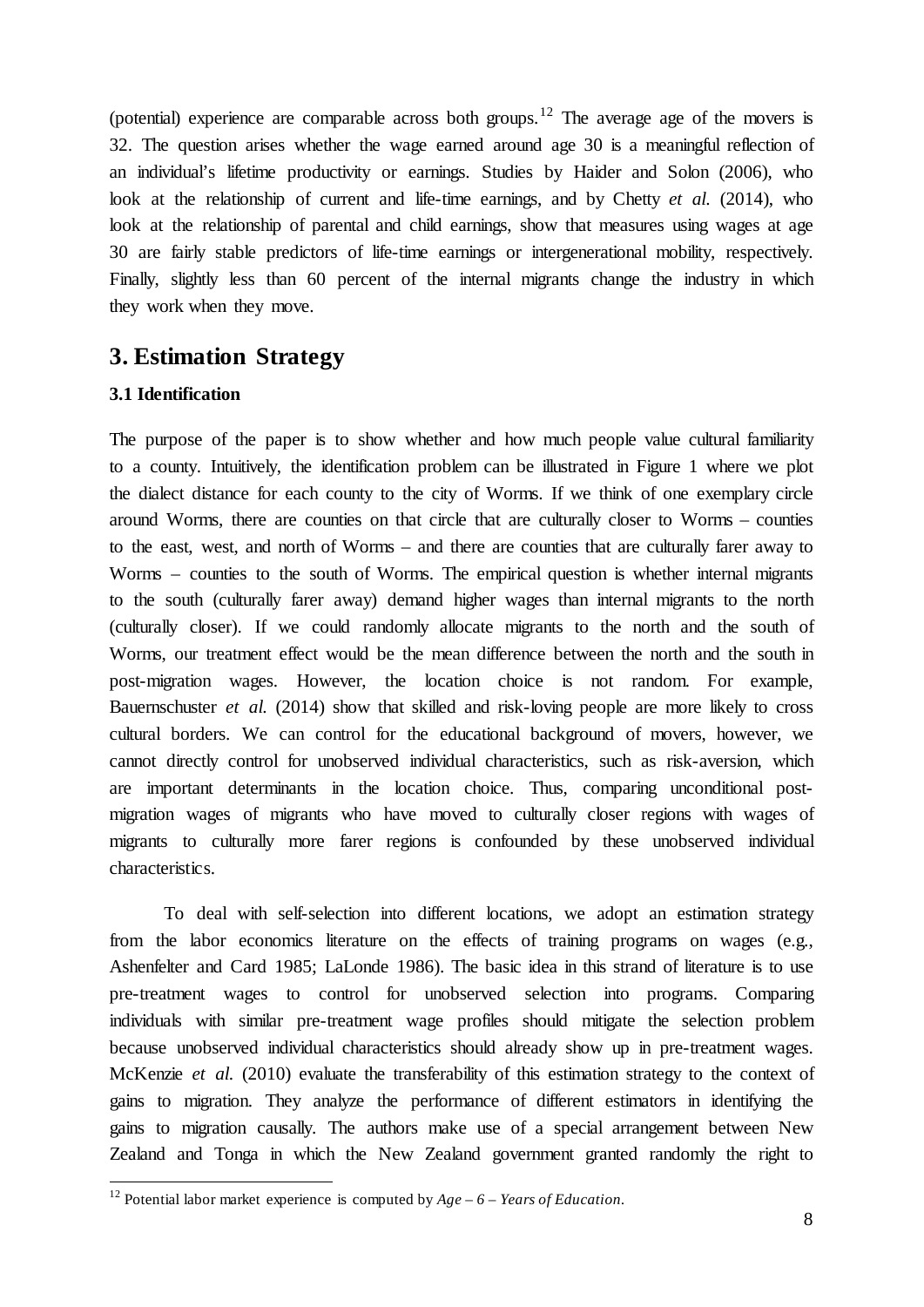(potential) experience are comparable across both groups.[12] The average age of the movers is 32. The question arises whether the wage earned around age 30 is a meaningful reflection of an individual's lifetime productivity or earnings. Studies by Haider and Solon (2006), who look at the relationship of current and life-time earnings, and by Chetty *et al.* (2014), who look at the relationship of parental and child earnings, show that measures using wages at age 30 are fairly stable predictors of life-time earnings or intergenerational mobility, respectively. Finally, slightly less than 60 percent of the internal migrants change the industry in which they work when they move.

## 3. Estimation Strategy

### 3.1 Identification

The purpose of the paper is to show whether and how much people value cultural familiarity to a county. Intuitively, the identification problem can be illustrated in Figure 1 where we plot the dialect distance for each county to the city of Worms. If we think of one exemplary circle around Worms, there are counties on that circle that are culturally closer to Worms – counties to the east, west, and north of Worms – and there are counties that are culturally farer away to Worms – counties to the south of Worms. The empirical question is whether internal migrants to the south (culturally farer away) demand higher wages than internal migrants to the north (culturally closer). If we could randomly allocate migrants to the north and the south of Worms, our treatment effect would be the mean difference between the north and the south in post-migration wages. However, the location choice is not random. For example, Bauernschuster *et al.* (2014) show that skilled and risk-loving people are more likely to cross cultural borders. We can control for the educational background of movers, however, we cannot directly control for unobserved individual characteristics, such as risk-aversion, which are important determinants in the location choice. Thus, comparing unconditional post-migration wages of migrants who have moved to culturally closer regions with wages of migrants to culturally more farer regions is confounded by these unobserved individual characteristics.

To deal with self-selection into different locations, we adopt an estimation strategy from the labor economics literature on the effects of training programs on wages (e.g., Ashenfelter and Card 1985; LaLonde 1986). The basic idea in this strand of literature is to use pre-treatment wages to control for unobserved selection into programs. Comparing individuals with similar pre-treatment wage profiles should mitigate the selection problem because unobserved individual characteristics should already show up in pre-treatment wages. McKenzie *et al.* (2010) evaluate the transferability of this estimation strategy to the context of gains to migration. They analyze the performance of different estimators in identifying the gains to migration causally. The authors make use of a special arrangement between New Zealand and Tonga in which the New Zealand government granted randomly the right to

[12] Potential labor market experience is computed by *Age – 6 – Years of Education*.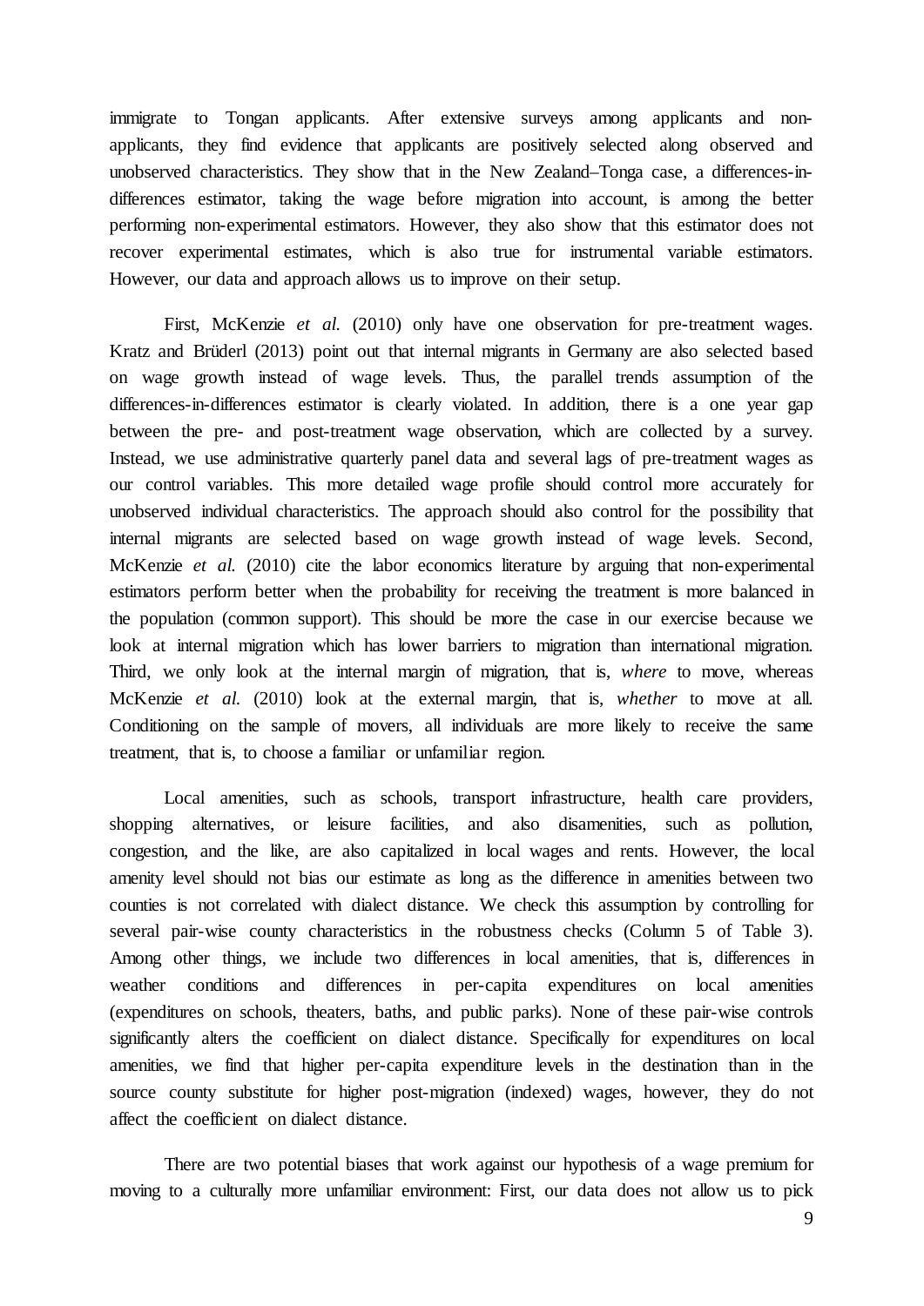immigrate to Tongan applicants. After extensive surveys among applicants and non-applicants, they find evidence that applicants are positively selected along observed and unobserved characteristics. They show that in the New Zealand–Tonga case, a differences-in-differences estimator, taking the wage before migration into account, is among the better performing non-experimental estimators. However, they also show that this estimator does not recover experimental estimates, which is also true for instrumental variable estimators. However, our data and approach allows us to improve on their setup.

First, McKenzie *et al.* (2010) only have one observation for pre-treatment wages. Kratz and Brüderl (2013) point out that internal migrants in Germany are also selected based on wage growth instead of wage levels. Thus, the parallel trends assumption of the differences-in-differences estimator is clearly violated. In addition, there is a one year gap between the pre- and post-treatment wage observation, which are collected by a survey. Instead, we use administrative quarterly panel data and several lags of pre-treatment wages as our control variables. This more detailed wage profile should control more accurately for unobserved individual characteristics. The approach should also control for the possibility that internal migrants are selected based on wage growth instead of wage levels. Second, McKenzie *et al.* (2010) cite the labor economics literature by arguing that non-experimental estimators perform better when the probability for receiving the treatment is more balanced in the population (common support). This should be more the case in our exercise because we look at internal migration which has lower barriers to migration than international migration. Third, we only look at the internal margin of migration, that is, *where* to move, whereas McKenzie *et al.* (2010) look at the external margin, that is, *whether* to move at all. Conditioning on the sample of movers, all individuals are more likely to receive the same treatment, that is, to choose a familiar or unfamiliar region.

Local amenities, such as schools, transport infrastructure, health care providers, shopping alternatives, or leisure facilities, and also disamenities, such as pollution, congestion, and the like, are also capitalized in local wages and rents. However, the local amenity level should not bias our estimate as long as the difference in amenities between two counties is not correlated with dialect distance. We check this assumption by controlling for several pair-wise county characteristics in the robustness checks (Column 5 of Table 3). Among other things, we include two differences in local amenities, that is, differences in weather conditions and differences in per-capita expenditures on local amenities (expenditures on schools, theaters, baths, and public parks). None of these pair-wise controls significantly alters the coefficient on dialect distance. Specifically for expenditures on local amenities, we find that higher per-capita expenditure levels in the destination than in the source county substitute for higher post-migration (indexed) wages, however, they do not affect the coefficient on dialect distance.

There are two potential biases that work against our hypothesis of a wage premium for moving to a culturally more unfamiliar environment: First, our data does not allow us to pick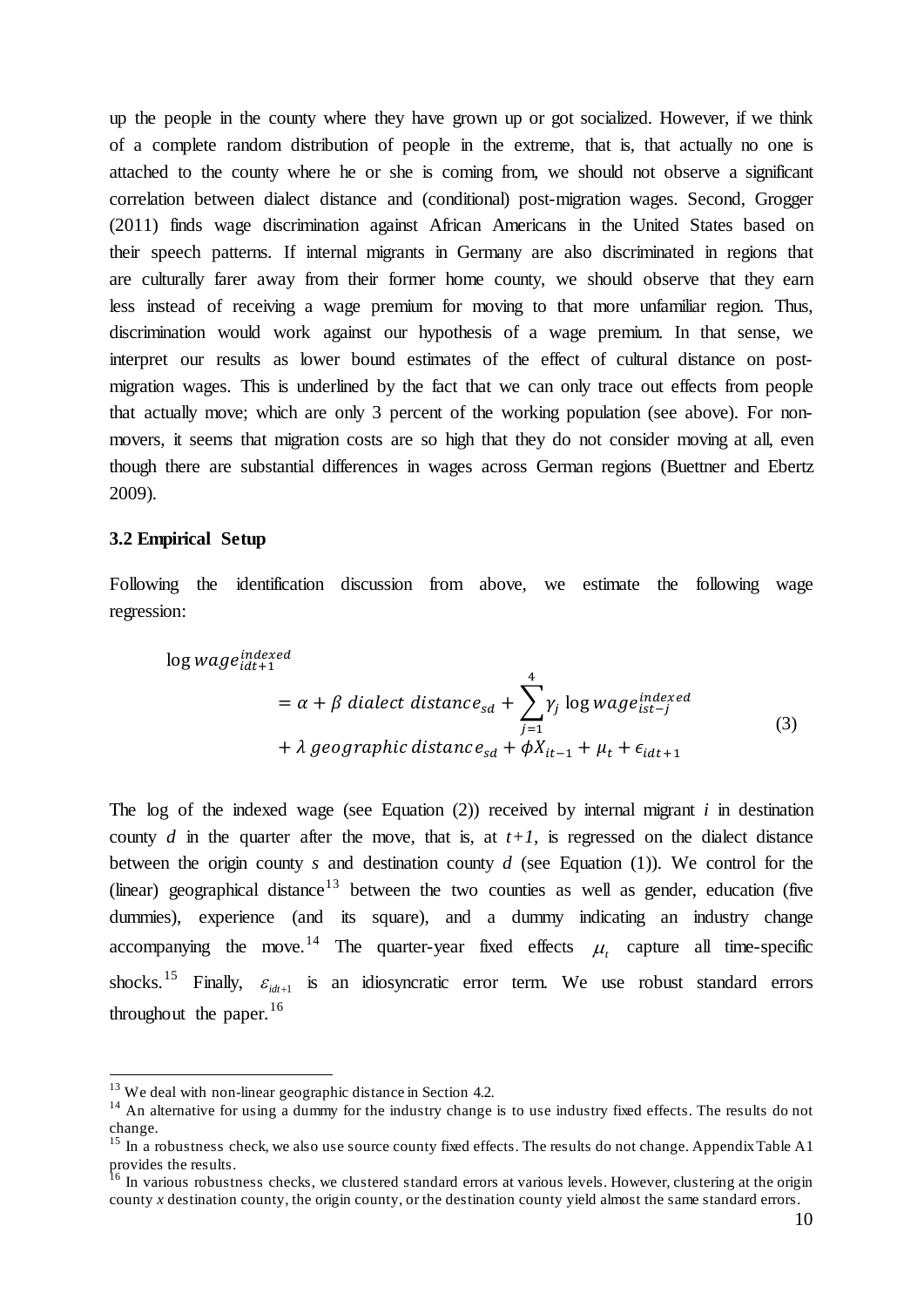up the people in the county where they have grown up or got socialized. However, if we think of a complete random distribution of people in the extreme, that is, that actually no one is attached to the county where he or she is coming from, we should not observe a significant correlation between dialect distance and (conditional) post-migration wages. Second, Grogger (2011) finds wage discrimination against African Americans in the United States based on their speech patterns. If internal migrants in Germany are also discriminated in regions that are culturally farer away from their former home county, we should observe that they earn less instead of receiving a wage premium for moving to that more unfamiliar region. Thus, discrimination would work against our hypothesis of a wage premium. In that sense, we interpret our results as lower bound estimates of the effect of cultural distance on post-migration wages. This is underlined by the fact that we can only trace out effects from people that actually move; which are only 3 percent of the working population (see above). For non-movers, it seems that migration costs are so high that they do not consider moving at all, even though there are substantial differences in wages across German regions (Buettner and Ebertz 2009).

### 3.2 Empirical Setup

Following the identification discussion from above, we estimate the following wage regression:

$$\log wage_{idt+1}^{indexed} = \alpha + \beta \; dialect\; distance_{sd} + \sum_{j=1}^{4} \gamma_j \log wage_{ist-j}^{indexed} + \lambda \; geographic\; distance_{sd} + \phi X_{it-1} + \mu_t + \epsilon_{idt+1} \quad (3)$$

The log of the indexed wage (see Equation (2)) received by internal migrant $i$ in destination county $d$ in the quarter after the move, that is, at $t+1$, is regressed on the dialect distance between the origin county $s$ and destination county $d$ (see Equation (1)). We control for the (linear) geographical distance[13] between the two counties as well as gender, education (five dummies), experience (and its square), and a dummy indicating an industry change accompanying the move.[14] The quarter-year fixed effects $\mu_t$ capture all time-specific shocks.[15] Finally, $\varepsilon_{idt+1}$ is an idiosyncratic error term. We use robust standard errors throughout the paper.[16]

---

[13] We deal with non-linear geographic distance in Section 4.2.

[14] An alternative for using a dummy for the industry change is to use industry fixed effects. The results do not change.

[15] In a robustness check, we also use source county fixed effects. The results do not change. Appendix Table A1 provides the results.

[16] In various robustness checks, we clustered standard errors at various levels. However, clustering at the origin county *x* destination county, the origin county, or the destination county yield almost the same standard errors.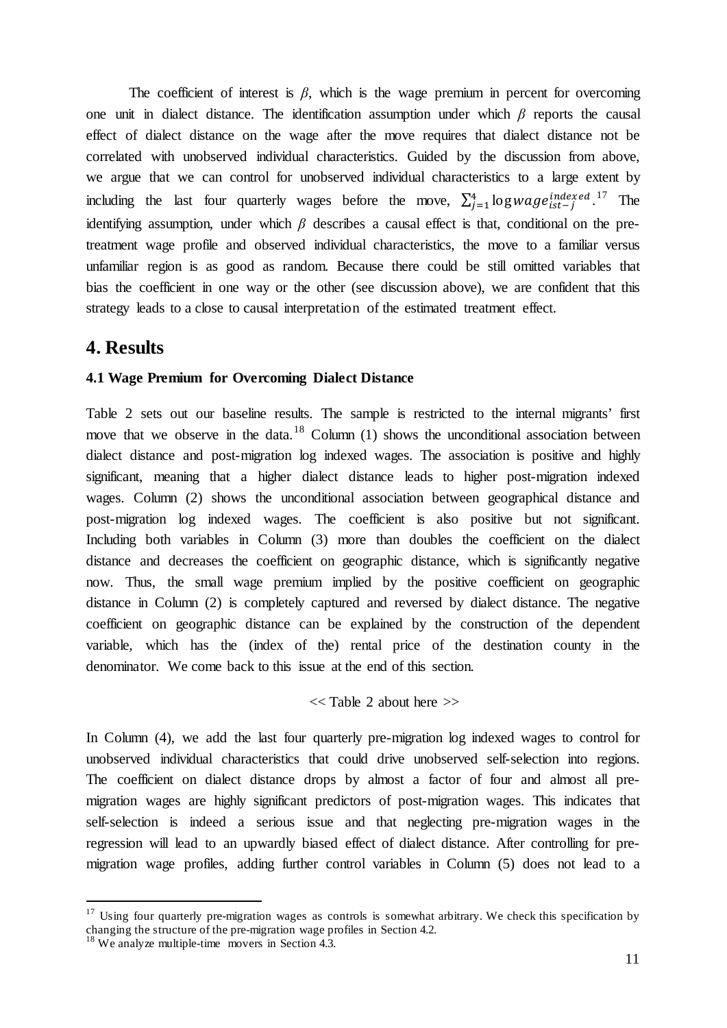The coefficient of interest is $\beta$, which is the wage premium in percent for overcoming one unit in dialect distance. The identification assumption under which $\beta$ reports the causal effect of dialect distance on the wage after the move requires that dialect distance not be correlated with unobserved individual characteristics. Guided by the discussion from above, we argue that we can control for unobserved individual characteristics to a large extent by including the last four quarterly wages before the move, $\sum_{j=1}^{4} \log wage_{ist-j}^{indexed}$.[17] The identifying assumption, under which $\beta$ describes a causal effect is that, conditional on the pre-treatment wage profile and observed individual characteristics, the move to a familiar versus unfamiliar region is as good as random. Because there could be still omitted variables that bias the coefficient in one way or the other (see discussion above), we are confident that this strategy leads to a close to causal interpretation of the estimated treatment effect.

# 4. Results

### 4.1 Wage Premium for Overcoming Dialect Distance

Table 2 sets out our baseline results. The sample is restricted to the internal migrants' first move that we observe in the data.[18] Column (1) shows the unconditional association between dialect distance and post-migration log indexed wages. The association is positive and highly significant, meaning that a higher dialect distance leads to higher post-migration indexed wages. Column (2) shows the unconditional association between geographical distance and post-migration log indexed wages. The coefficient is also positive but not significant. Including both variables in Column (3) more than doubles the coefficient on the dialect distance and decreases the coefficient on geographic distance, which is significantly negative now. Thus, the small wage premium implied by the positive coefficient on geographic distance in Column (2) is completely captured and reversed by dialect distance. The negative coefficient on geographic distance can be explained by the construction of the dependent variable, which has the (index of the) rental price of the destination county in the denominator. We come back to this issue at the end of this section.

<< Table 2 about here >>

In Column (4), we add the last four quarterly pre-migration log indexed wages to control for unobserved individual characteristics that could drive unobserved self-selection into regions. The coefficient on dialect distance drops by almost a factor of four and almost all pre-migration wages are highly significant predictors of post-migration wages. This indicates that self-selection is indeed a serious issue and that neglecting pre-migration wages in the regression will lead to an upwardly biased effect of dialect distance. After controlling for pre-migration wage profiles, adding further control variables in Column (5) does not lead to a

[17] Using four quarterly pre-migration wages as controls is somewhat arbitrary. We check this specification by changing the structure of the pre-migration wage profiles in Section 4.2.

[18] We analyze multiple-time movers in Section 4.3.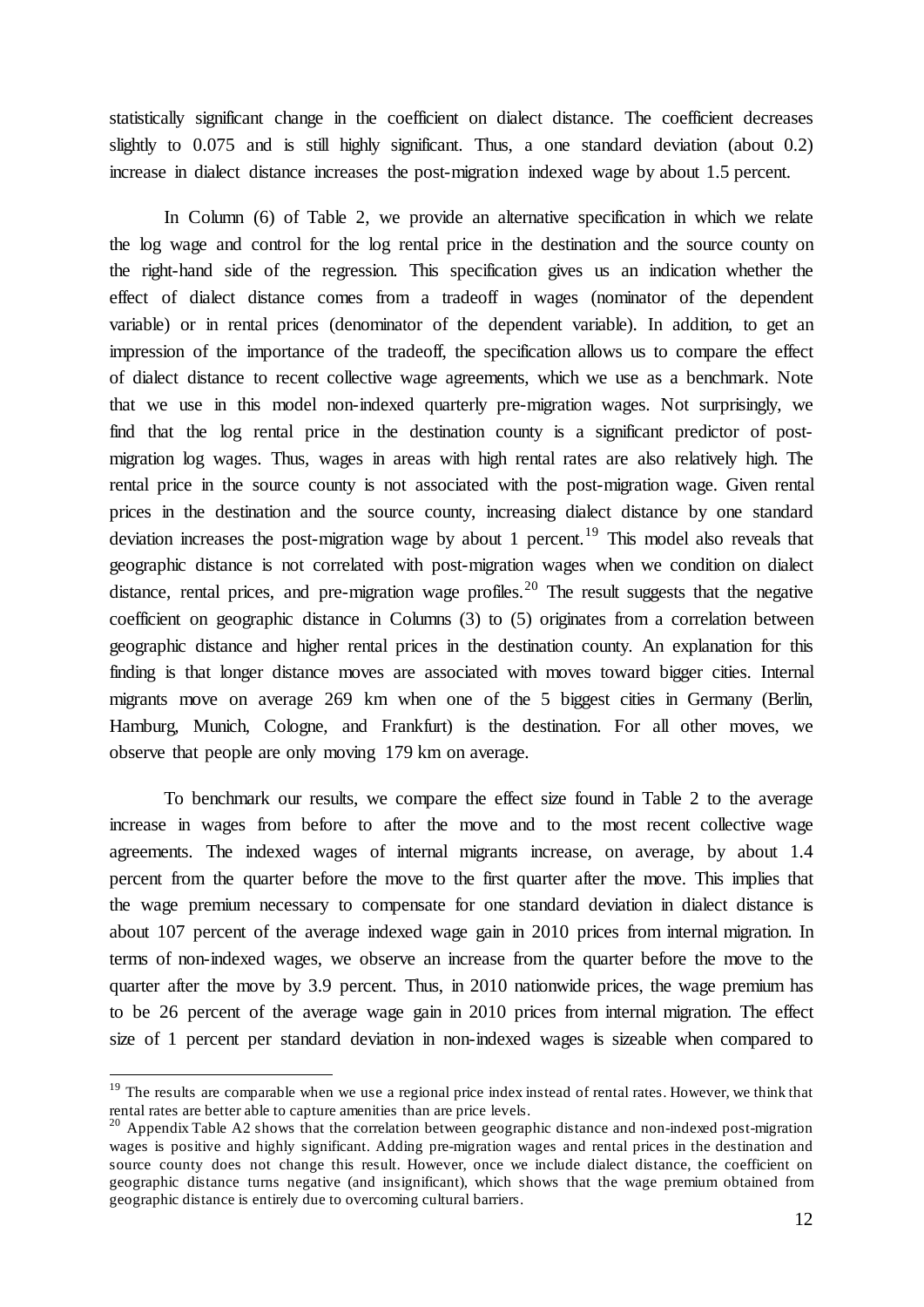statistically significant change in the coefficient on dialect distance. The coefficient decreases slightly to 0.075 and is still highly significant. Thus, a one standard deviation (about 0.2) increase in dialect distance increases the post-migration indexed wage by about 1.5 percent.

In Column (6) of Table 2, we provide an alternative specification in which we relate the log wage and control for the log rental price in the destination and the source county on the right-hand side of the regression. This specification gives us an indication whether the effect of dialect distance comes from a tradeoff in wages (nominator of the dependent variable) or in rental prices (denominator of the dependent variable). In addition, to get an impression of the importance of the tradeoff, the specification allows us to compare the effect of dialect distance to recent collective wage agreements, which we use as a benchmark. Note that we use in this model non-indexed quarterly pre-migration wages. Not surprisingly, we find that the log rental price in the destination county is a significant predictor of post-migration log wages. Thus, wages in areas with high rental rates are also relatively high. The rental price in the source county is not associated with the post-migration wage. Given rental prices in the destination and the source county, increasing dialect distance by one standard deviation increases the post-migration wage by about 1 percent.[19] This model also reveals that geographic distance is not correlated with post-migration wages when we condition on dialect distance, rental prices, and pre-migration wage profiles.[20] The result suggests that the negative coefficient on geographic distance in Columns (3) to (5) originates from a correlation between geographic distance and higher rental prices in the destination county. An explanation for this finding is that longer distance moves are associated with moves toward bigger cities. Internal migrants move on average 269 km when one of the 5 biggest cities in Germany (Berlin, Hamburg, Munich, Cologne, and Frankfurt) is the destination. For all other moves, we observe that people are only moving 179 km on average.

To benchmark our results, we compare the effect size found in Table 2 to the average increase in wages from before to after the move and to the most recent collective wage agreements. The indexed wages of internal migrants increase, on average, by about 1.4 percent from the quarter before the move to the first quarter after the move. This implies that the wage premium necessary to compensate for one standard deviation in dialect distance is about 107 percent of the average indexed wage gain in 2010 prices from internal migration. In terms of non-indexed wages, we observe an increase from the quarter before the move to the quarter after the move by 3.9 percent. Thus, in 2010 nationwide prices, the wage premium has to be 26 percent of the average wage gain in 2010 prices from internal migration. The effect size of 1 percent per standard deviation in non-indexed wages is sizeable when compared to

---

[19] The results are comparable when we use a regional price index instead of rental rates. However, we think that rental rates are better able to capture amenities than are price levels.

[20] Appendix Table A2 shows that the correlation between geographic distance and non-indexed post-migration wages is positive and highly significant. Adding pre-migration wages and rental prices in the destination and source county does not change this result. However, once we include dialect distance, the coefficient on geographic distance turns negative (and insignificant), which shows that the wage premium obtained from geographic distance is entirely due to overcoming cultural barriers.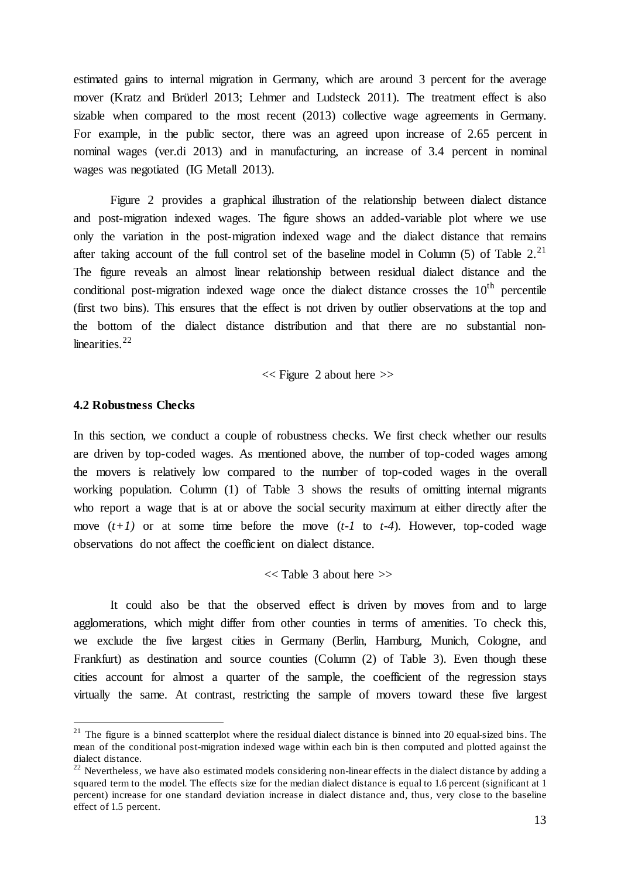estimated gains to internal migration in Germany, which are around 3 percent for the average mover (Kratz and Brüderl 2013; Lehmer and Ludsteck 2011). The treatment effect is also sizable when compared to the most recent (2013) collective wage agreements in Germany. For example, in the public sector, there was an agreed upon increase of 2.65 percent in nominal wages (ver.di 2013) and in manufacturing, an increase of 3.4 percent in nominal wages was negotiated (IG Metall 2013).

Figure 2 provides a graphical illustration of the relationship between dialect distance and post-migration indexed wages. The figure shows an added-variable plot where we use only the variation in the post-migration indexed wage and the dialect distance that remains after taking account of the full control set of the baseline model in Column (5) of Table 2.[21] The figure reveals an almost linear relationship between residual dialect distance and the conditional post-migration indexed wage once the dialect distance crosses the 10[th] percentile (first two bins). This ensures that the effect is not driven by outlier observations at the top and the bottom of the dialect distance distribution and that there are no substantial non-linearities.[22]

<< Figure 2 about here >>

### 4.2 Robustness Checks

In this section, we conduct a couple of robustness checks. We first check whether our results are driven by top-coded wages. As mentioned above, the number of top-coded wages among the movers is relatively low compared to the number of top-coded wages in the overall working population. Column (1) of Table 3 shows the results of omitting internal migrants who report a wage that is at or above the social security maximum at either directly after the move *(t+1)* or at some time before the move (*t-1* to *t-4*). However, top-coded wage observations do not affect the coefficient on dialect distance.

<< Table 3 about here >>

It could also be that the observed effect is driven by moves from and to large agglomerations, which might differ from other counties in terms of amenities. To check this, we exclude the five largest cities in Germany (Berlin, Hamburg, Munich, Cologne, and Frankfurt) as destination and source counties (Column (2) of Table 3). Even though these cities account for almost a quarter of the sample, the coefficient of the regression stays virtually the same. At contrast, restricting the sample of movers toward these five largest

---

[21] The figure is a binned scatterplot where the residual dialect distance is binned into 20 equal-sized bins. The mean of the conditional post-migration indexed wage within each bin is then computed and plotted against the dialect distance.

[22] Nevertheless, we have also estimated models considering non-linear effects in the dialect distance by adding a squared term to the model. The effects size for the median dialect distance is equal to 1.6 percent (significant at 1 percent) increase for one standard deviation increase in dialect distance and, thus, very close to the baseline effect of 1.5 percent.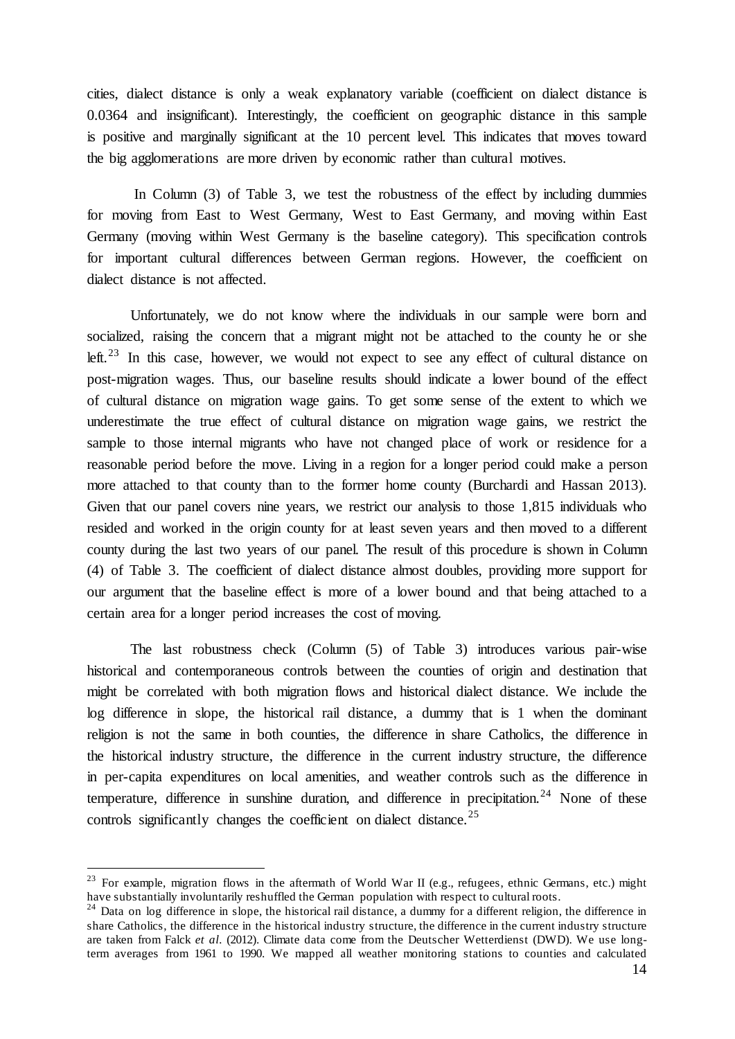cities, dialect distance is only a weak explanatory variable (coefficient on dialect distance is 0.0364 and insignificant). Interestingly, the coefficient on geographic distance in this sample is positive and marginally significant at the 10 percent level. This indicates that moves toward the big agglomerations are more driven by economic rather than cultural motives.

In Column (3) of Table 3, we test the robustness of the effect by including dummies for moving from East to West Germany, West to East Germany, and moving within East Germany (moving within West Germany is the baseline category). This specification controls for important cultural differences between German regions. However, the coefficient on dialect distance is not affected.

Unfortunately, we do not know where the individuals in our sample were born and socialized, raising the concern that a migrant might not be attached to the county he or she left.[23] In this case, however, we would not expect to see any effect of cultural distance on post-migration wages. Thus, our baseline results should indicate a lower bound of the effect of cultural distance on migration wage gains. To get some sense of the extent to which we underestimate the true effect of cultural distance on migration wage gains, we restrict the sample to those internal migrants who have not changed place of work or residence for a reasonable period before the move. Living in a region for a longer period could make a person more attached to that county than to the former home county (Burchardi and Hassan 2013). Given that our panel covers nine years, we restrict our analysis to those 1,815 individuals who resided and worked in the origin county for at least seven years and then moved to a different county during the last two years of our panel. The result of this procedure is shown in Column (4) of Table 3. The coefficient of dialect distance almost doubles, providing more support for our argument that the baseline effect is more of a lower bound and that being attached to a certain area for a longer period increases the cost of moving.

The last robustness check (Column (5) of Table 3) introduces various pair-wise historical and contemporaneous controls between the counties of origin and destination that might be correlated with both migration flows and historical dialect distance. We include the log difference in slope, the historical rail distance, a dummy that is 1 when the dominant religion is not the same in both counties, the difference in share Catholics, the difference in the historical industry structure, the difference in the current industry structure, the difference in per-capita expenditures on local amenities, and weather controls such as the difference in temperature, difference in sunshine duration, and difference in precipitation.[24] None of these controls significantly changes the coefficient on dialect distance.[25]

---

[23] For example, migration flows in the aftermath of World War II (e.g., refugees, ethnic Germans, etc.) might have substantially involuntarily reshuffled the German population with respect to cultural roots.

[24] Data on log difference in slope, the historical rail distance, a dummy for a different religion, the difference in share Catholics, the difference in the historical industry structure, the difference in the current industry structure are taken from Falck *et al.* (2012). Climate data come from the Deutscher Wetterdienst (DWD). We use long-term averages from 1961 to 1990. We mapped all weather monitoring stations to counties and calculated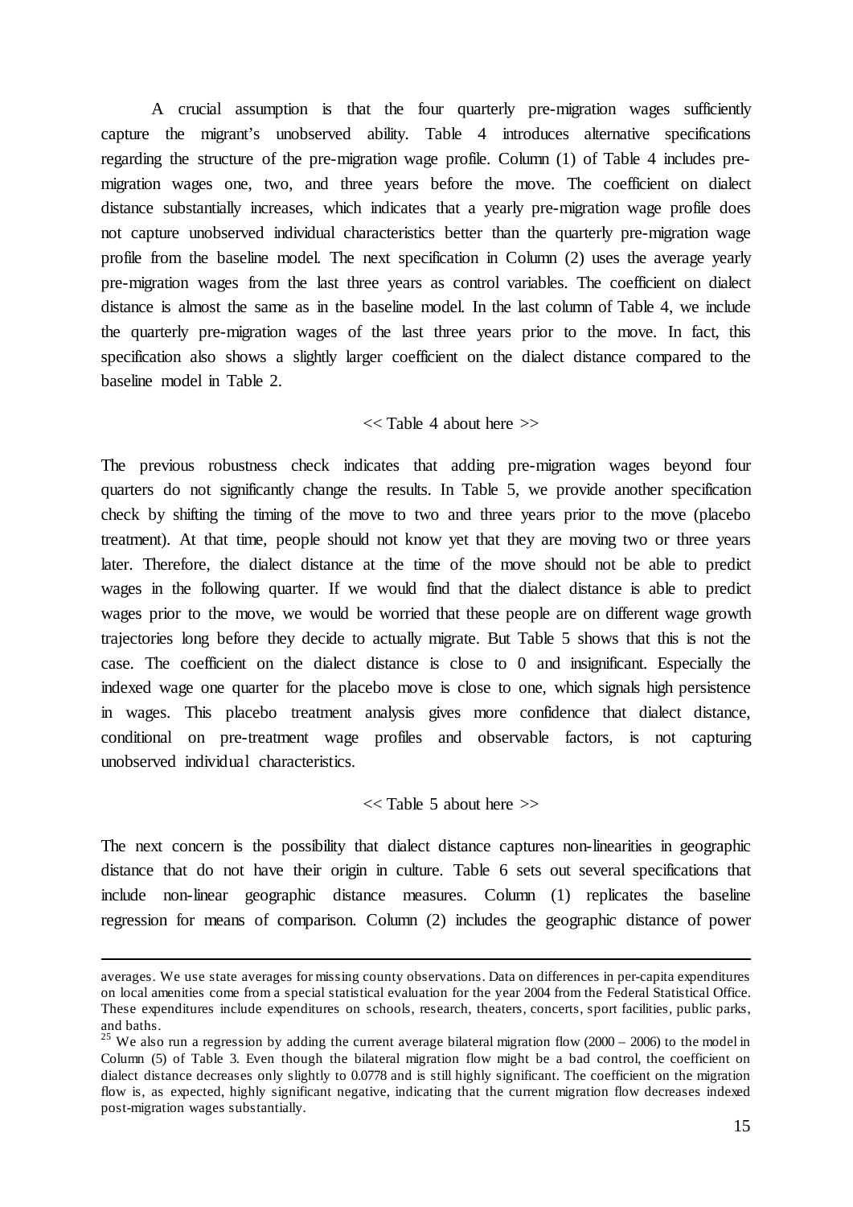A crucial assumption is that the four quarterly pre-migration wages sufficiently capture the migrant's unobserved ability. Table 4 introduces alternative specifications regarding the structure of the pre-migration wage profile. Column (1) of Table 4 includes pre-migration wages one, two, and three years before the move. The coefficient on dialect distance substantially increases, which indicates that a yearly pre-migration wage profile does not capture unobserved individual characteristics better than the quarterly pre-migration wage profile from the baseline model. The next specification in Column (2) uses the average yearly pre-migration wages from the last three years as control variables. The coefficient on dialect distance is almost the same as in the baseline model. In the last column of Table 4, we include the quarterly pre-migration wages of the last three years prior to the move. In fact, this specification also shows a slightly larger coefficient on the dialect distance compared to the baseline model in Table 2.

<< Table 4 about here >>

The previous robustness check indicates that adding pre-migration wages beyond four quarters do not significantly change the results. In Table 5, we provide another specification check by shifting the timing of the move to two and three years prior to the move (placebo treatment). At that time, people should not know yet that they are moving two or three years later. Therefore, the dialect distance at the time of the move should not be able to predict wages in the following quarter. If we would find that the dialect distance is able to predict wages prior to the move, we would be worried that these people are on different wage growth trajectories long before they decide to actually migrate. But Table 5 shows that this is not the case. The coefficient on the dialect distance is close to 0 and insignificant. Especially the indexed wage one quarter for the placebo move is close to one, which signals high persistence in wages. This placebo treatment analysis gives more confidence that dialect distance, conditional on pre-treatment wage profiles and observable factors, is not capturing unobserved individual characteristics.

<< Table 5 about here >>

The next concern is the possibility that dialect distance captures non-linearities in geographic distance that do not have their origin in culture. Table 6 sets out several specifications that include non-linear geographic distance measures. Column (1) replicates the baseline regression for means of comparison. Column (2) includes the geographic distance of power

---

averages. We use state averages for missing county observations. Data on differences in per-capita expenditures on local amenities come from a special statistical evaluation for the year 2004 from the Federal Statistical Office. These expenditures include expenditures on schools, research, theaters, concerts, sport facilities, public parks, and baths.

[25] We also run a regression by adding the current average bilateral migration flow (2000 – 2006) to the model in Column (5) of Table 3. Even though the bilateral migration flow might be a bad control, the coefficient on dialect distance decreases only slightly to 0.0778 and is still highly significant. The coefficient on the migration flow is, as expected, highly significant negative, indicating that the current migration flow decreases indexed post-migration wages substantially.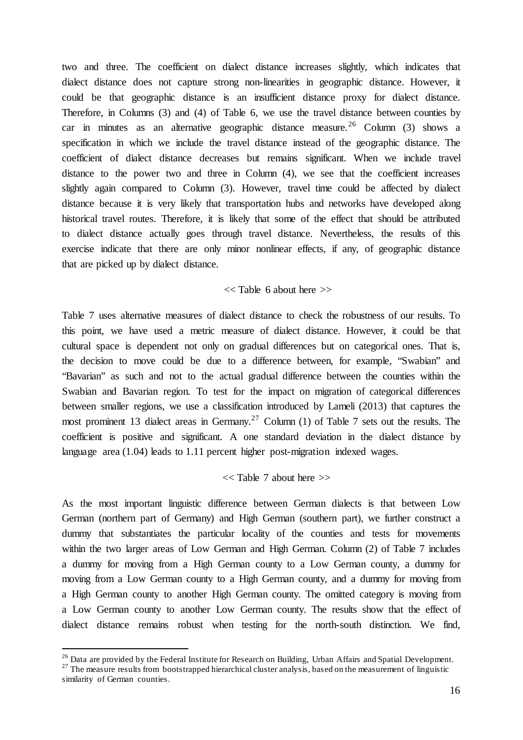two and three. The coefficient on dialect distance increases slightly, which indicates that dialect distance does not capture strong non-linearities in geographic distance. However, it could be that geographic distance is an insufficient distance proxy for dialect distance. Therefore, in Columns (3) and (4) of Table 6, we use the travel distance between counties by car in minutes as an alternative geographic distance measure.[26] Column (3) shows a specification in which we include the travel distance instead of the geographic distance. The coefficient of dialect distance decreases but remains significant. When we include travel distance to the power two and three in Column (4), we see that the coefficient increases slightly again compared to Column (3). However, travel time could be affected by dialect distance because it is very likely that transportation hubs and networks have developed along historical travel routes. Therefore, it is likely that some of the effect that should be attributed to dialect distance actually goes through travel distance. Nevertheless, the results of this exercise indicate that there are only minor nonlinear effects, if any, of geographic distance that are picked up by dialect distance.

<< Table 6 about here >>

Table 7 uses alternative measures of dialect distance to check the robustness of our results. To this point, we have used a metric measure of dialect distance. However, it could be that cultural space is dependent not only on gradual differences but on categorical ones. That is, the decision to move could be due to a difference between, for example, "Swabian" and "Bavarian" as such and not to the actual gradual difference between the counties within the Swabian and Bavarian region. To test for the impact on migration of categorical differences between smaller regions, we use a classification introduced by Lameli (2013) that captures the most prominent 13 dialect areas in Germany.[27] Column (1) of Table 7 sets out the results. The coefficient is positive and significant. A one standard deviation in the dialect distance by language area (1.04) leads to 1.11 percent higher post-migration indexed wages.

<< Table 7 about here >>

As the most important linguistic difference between German dialects is that between Low German (northern part of Germany) and High German (southern part), we further construct a dummy that substantiates the particular locality of the counties and tests for movements within the two larger areas of Low German and High German. Column (2) of Table 7 includes a dummy for moving from a High German county to a Low German county, a dummy for moving from a Low German county to a High German county, and a dummy for moving from a High German county to another High German county. The omitted category is moving from a Low German county to another Low German county. The results show that the effect of dialect distance remains robust when testing for the north-south distinction. We find,

[26] Data are provided by the Federal Institute for Research on Building, Urban Affairs and Spatial Development.

[27] The measure results from bootstrapped hierarchical cluster analysis, based on the measurement of linguistic similarity of German counties.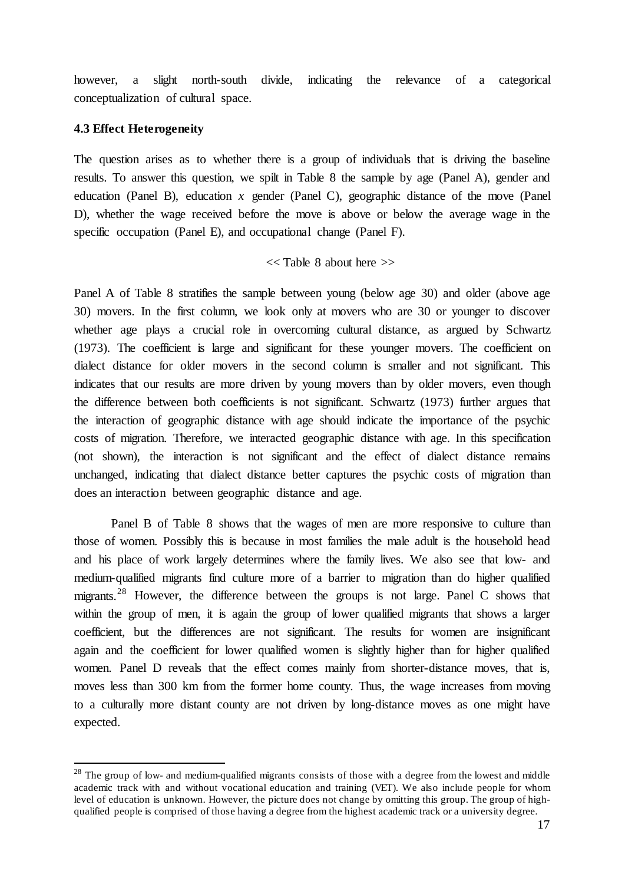however, a slight north-south divide, indicating the relevance of a categorical conceptualization of cultural space.

### 4.3 Effect Heterogeneity

The question arises as to whether there is a group of individuals that is driving the baseline results. To answer this question, we spilt in Table 8 the sample by age (Panel A), gender and education (Panel B), education *x* gender (Panel C), geographic distance of the move (Panel D), whether the wage received before the move is above or below the average wage in the specific occupation (Panel E), and occupational change (Panel F).

<< Table 8 about here >>

Panel A of Table 8 stratifies the sample between young (below age 30) and older (above age 30) movers. In the first column, we look only at movers who are 30 or younger to discover whether age plays a crucial role in overcoming cultural distance, as argued by Schwartz (1973). The coefficient is large and significant for these younger movers. The coefficient on dialect distance for older movers in the second column is smaller and not significant. This indicates that our results are more driven by young movers than by older movers, even though the difference between both coefficients is not significant. Schwartz (1973) further argues that the interaction of geographic distance with age should indicate the importance of the psychic costs of migration. Therefore, we interacted geographic distance with age. In this specification (not shown), the interaction is not significant and the effect of dialect distance remains unchanged, indicating that dialect distance better captures the psychic costs of migration than does an interaction between geographic distance and age.

Panel B of Table 8 shows that the wages of men are more responsive to culture than those of women. Possibly this is because in most families the male adult is the household head and his place of work largely determines where the family lives. We also see that low- and medium-qualified migrants find culture more of a barrier to migration than do higher qualified migrants.[28] However, the difference between the groups is not large. Panel C shows that within the group of men, it is again the group of lower qualified migrants that shows a larger coefficient, but the differences are not significant. The results for women are insignificant again and the coefficient for lower qualified women is slightly higher than for higher qualified women. Panel D reveals that the effect comes mainly from shorter-distance moves, that is, moves less than 300 km from the former home county. Thus, the wage increases from moving to a culturally more distant county are not driven by long-distance moves as one might have expected.

[28] The group of low- and medium-qualified migrants consists of those with a degree from the lowest and middle academic track with and without vocational education and training (VET). We also include people for whom level of education is unknown. However, the picture does not change by omitting this group. The group of high-qualified people is comprised of those having a degree from the highest academic track or a university degree.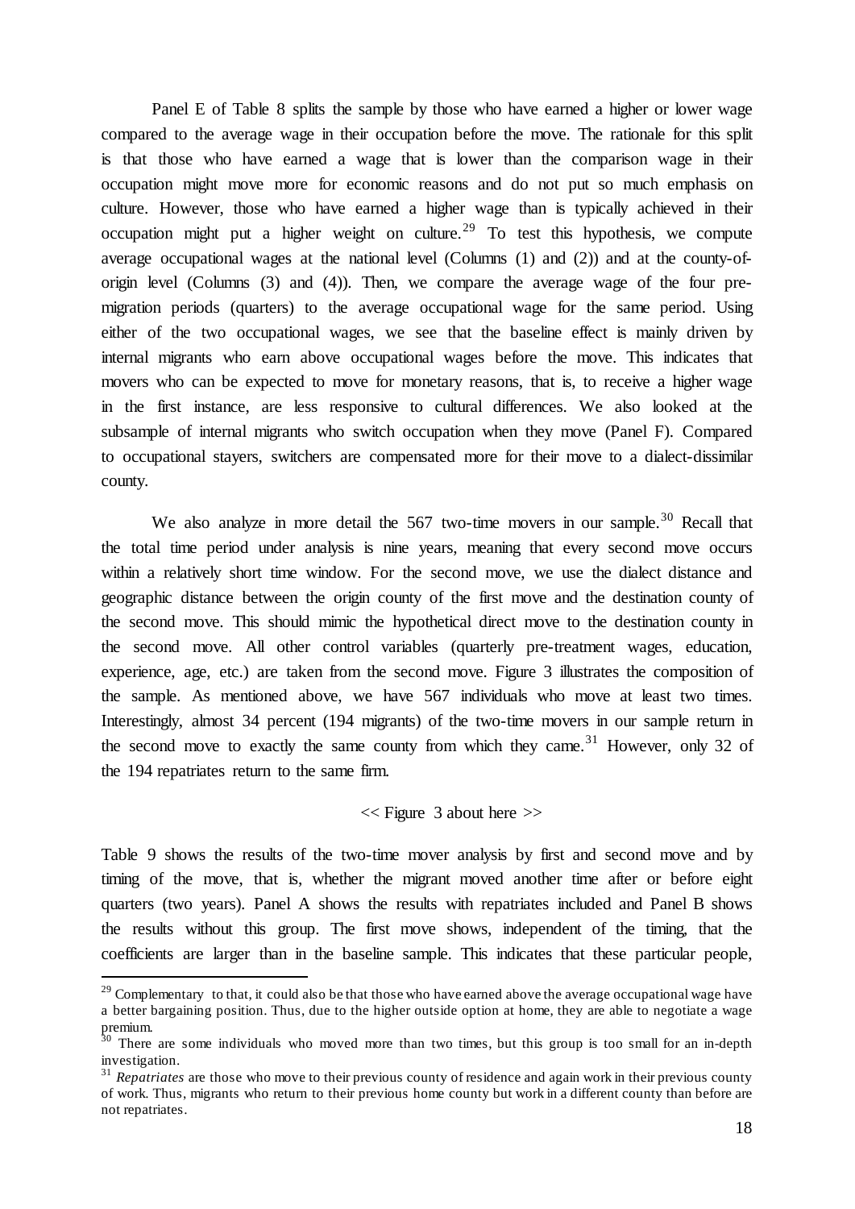Panel E of Table 8 splits the sample by those who have earned a higher or lower wage compared to the average wage in their occupation before the move. The rationale for this split is that those who have earned a wage that is lower than the comparison wage in their occupation might move more for economic reasons and do not put so much emphasis on culture. However, those who have earned a higher wage than is typically achieved in their occupation might put a higher weight on culture.[29] To test this hypothesis, we compute average occupational wages at the national level (Columns (1) and (2)) and at the county-of-origin level (Columns (3) and (4)). Then, we compare the average wage of the four pre-migration periods (quarters) to the average occupational wage for the same period. Using either of the two occupational wages, we see that the baseline effect is mainly driven by internal migrants who earn above occupational wages before the move. This indicates that movers who can be expected to move for monetary reasons, that is, to receive a higher wage in the first instance, are less responsive to cultural differences. We also looked at the subsample of internal migrants who switch occupation when they move (Panel F). Compared to occupational stayers, switchers are compensated more for their move to a dialect-dissimilar county.

We also analyze in more detail the 567 two-time movers in our sample.[30] Recall that the total time period under analysis is nine years, meaning that every second move occurs within a relatively short time window. For the second move, we use the dialect distance and geographic distance between the origin county of the first move and the destination county of the second move. This should mimic the hypothetical direct move to the destination county in the second move. All other control variables (quarterly pre-treatment wages, education, experience, age, etc.) are taken from the second move. Figure 3 illustrates the composition of the sample. As mentioned above, we have 567 individuals who move at least two times. Interestingly, almost 34 percent (194 migrants) of the two-time movers in our sample return in the second move to exactly the same county from which they came.[31] However, only 32 of the 194 repatriates return to the same firm.

<< Figure 3 about here >>

Table 9 shows the results of the two-time mover analysis by first and second move and by timing of the move, that is, whether the migrant moved another time after or before eight quarters (two years). Panel A shows the results with repatriates included and Panel B shows the results without this group. The first move shows, independent of the timing, that the coefficients are larger than in the baseline sample. This indicates that these particular people,

---

[29] Complementary to that, it could also be that those who have earned above the average occupational wage have a better bargaining position. Thus, due to the higher outside option at home, they are able to negotiate a wage premium.

[30] There are some individuals who moved more than two times, but this group is too small for an in-depth investigation.

[31] *Repatriates* are those who move to their previous county of residence and again work in their previous county of work. Thus, migrants who return to their previous home county but work in a different county than before are not repatriates.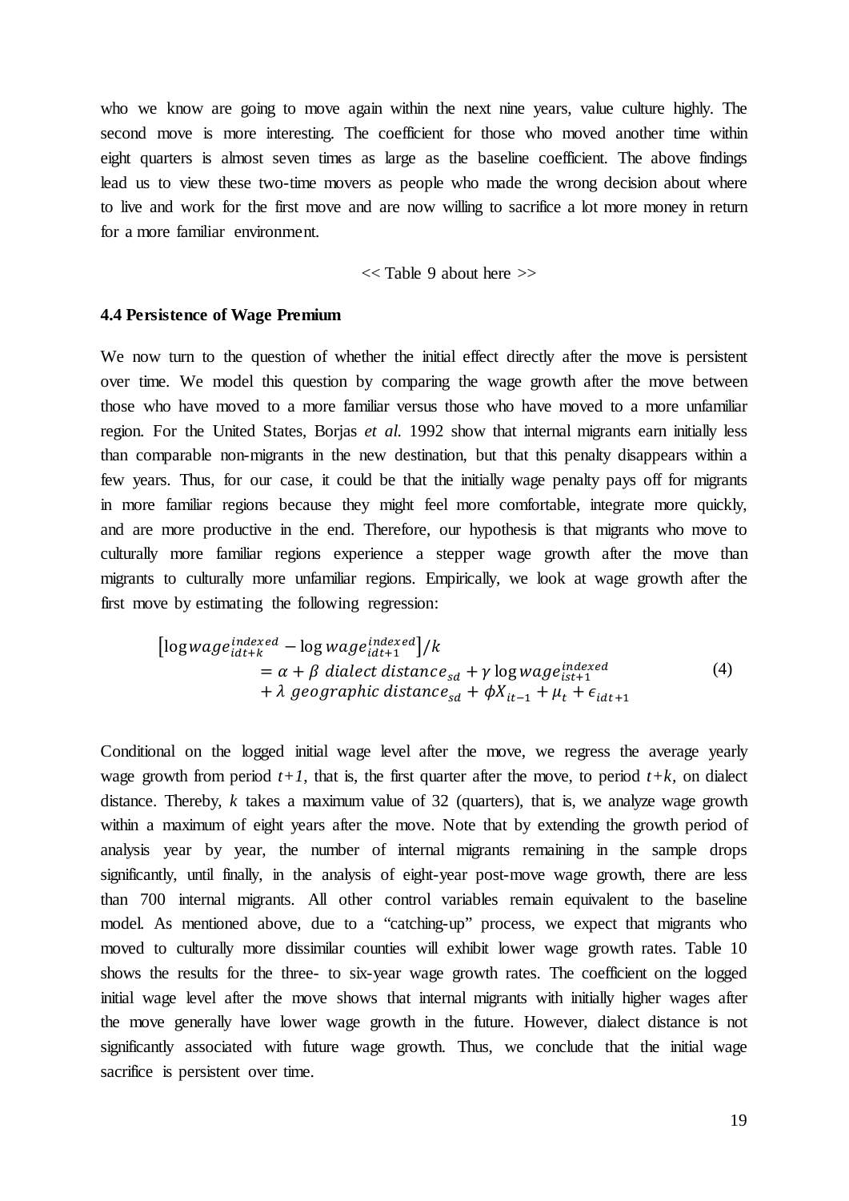who we know are going to move again within the next nine years, value culture highly. The second move is more interesting. The coefficient for those who moved another time within eight quarters is almost seven times as large as the baseline coefficient. The above findings lead us to view these two-time movers as people who made the wrong decision about where to live and work for the first move and are now willing to sacrifice a lot more money in return for a more familiar environment.

<< Table 9 about here >>

### 4.4 Persistence of Wage Premium

We now turn to the question of whether the initial effect directly after the move is persistent over time. We model this question by comparing the wage growth after the move between those who have moved to a more familiar versus those who have moved to a more unfamiliar region. For the United States, Borjas *et al.* 1992 show that internal migrants earn initially less than comparable non-migrants in the new destination, but that this penalty disappears within a few years. Thus, for our case, it could be that the initially wage penalty pays off for migrants in more familiar regions because they might feel more comfortable, integrate more quickly, and are more productive in the end. Therefore, our hypothesis is that migrants who move to culturally more familiar regions experience a stepper wage growth after the move than migrants to culturally more unfamiliar regions. Empirically, we look at wage growth after the first move by estimating the following regression:

$$\left[\log wage_{idt+k}^{indexed} - \log wage_{idt+1}^{indexed}\right]/k = \alpha + \beta \ dialect\ distance_{sd} + \gamma \log wage_{ist+1}^{indexed} + \lambda \ geographic\ distance_{sd} + \phi X_{it-1} + \mu_t + \epsilon_{idt+1} \quad (4)$$

Conditional on the logged initial wage level after the move, we regress the average yearly wage growth from period $t+1$, that is, the first quarter after the move, to period $t+k$, on dialect distance. Thereby, $k$ takes a maximum value of 32 (quarters), that is, we analyze wage growth within a maximum of eight years after the move. Note that by extending the growth period of analysis year by year, the number of internal migrants remaining in the sample drops significantly, until finally, in the analysis of eight-year post-move wage growth, there are less than 700 internal migrants. All other control variables remain equivalent to the baseline model. As mentioned above, due to a "catching-up" process, we expect that migrants who moved to culturally more dissimilar counties will exhibit lower wage growth rates. Table 10 shows the results for the three- to six-year wage growth rates. The coefficient on the logged initial wage level after the move shows that internal migrants with initially higher wages after the move generally have lower wage growth in the future. However, dialect distance is not significantly associated with future wage growth. Thus, we conclude that the initial wage sacrifice is persistent over time.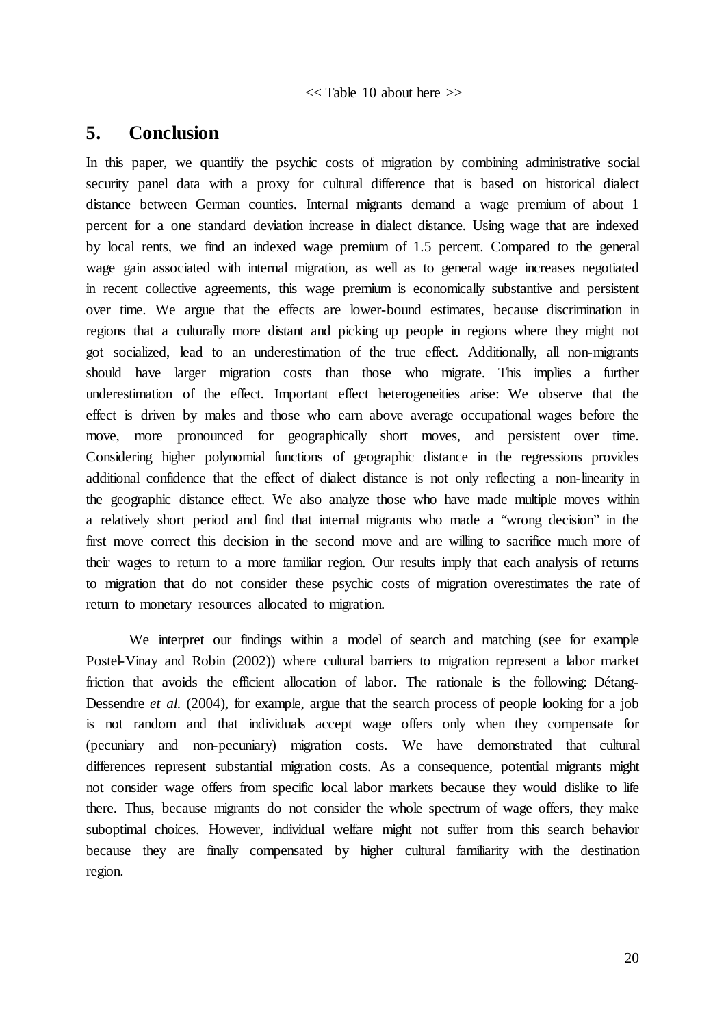<< Table 10 about here >>

## 5. Conclusion

In this paper, we quantify the psychic costs of migration by combining administrative social security panel data with a proxy for cultural difference that is based on historical dialect distance between German counties. Internal migrants demand a wage premium of about 1 percent for a one standard deviation increase in dialect distance. Using wage that are indexed by local rents, we find an indexed wage premium of 1.5 percent. Compared to the general wage gain associated with internal migration, as well as to general wage increases negotiated in recent collective agreements, this wage premium is economically substantive and persistent over time. We argue that the effects are lower-bound estimates, because discrimination in regions that a culturally more distant and picking up people in regions where they might not got socialized, lead to an underestimation of the true effect. Additionally, all non-migrants should have larger migration costs than those who migrate. This implies a further underestimation of the effect. Important effect heterogeneities arise: We observe that the effect is driven by males and those who earn above average occupational wages before the move, more pronounced for geographically short moves, and persistent over time. Considering higher polynomial functions of geographic distance in the regressions provides additional confidence that the effect of dialect distance is not only reflecting a non-linearity in the geographic distance effect. We also analyze those who have made multiple moves within a relatively short period and find that internal migrants who made a "wrong decision" in the first move correct this decision in the second move and are willing to sacrifice much more of their wages to return to a more familiar region. Our results imply that each analysis of returns to migration that do not consider these psychic costs of migration overestimates the rate of return to monetary resources allocated to migration.

We interpret our findings within a model of search and matching (see for example Postel-Vinay and Robin (2002)) where cultural barriers to migration represent a labor market friction that avoids the efficient allocation of labor. The rationale is the following: Détang-Dessendre *et al.* (2004), for example, argue that the search process of people looking for a job is not random and that individuals accept wage offers only when they compensate for (pecuniary and non-pecuniary) migration costs. We have demonstrated that cultural differences represent substantial migration costs. As a consequence, potential migrants might not consider wage offers from specific local labor markets because they would dislike to life there. Thus, because migrants do not consider the whole spectrum of wage offers, they make suboptimal choices. However, individual welfare might not suffer from this search behavior because they are finally compensated by higher cultural familiarity with the destination region.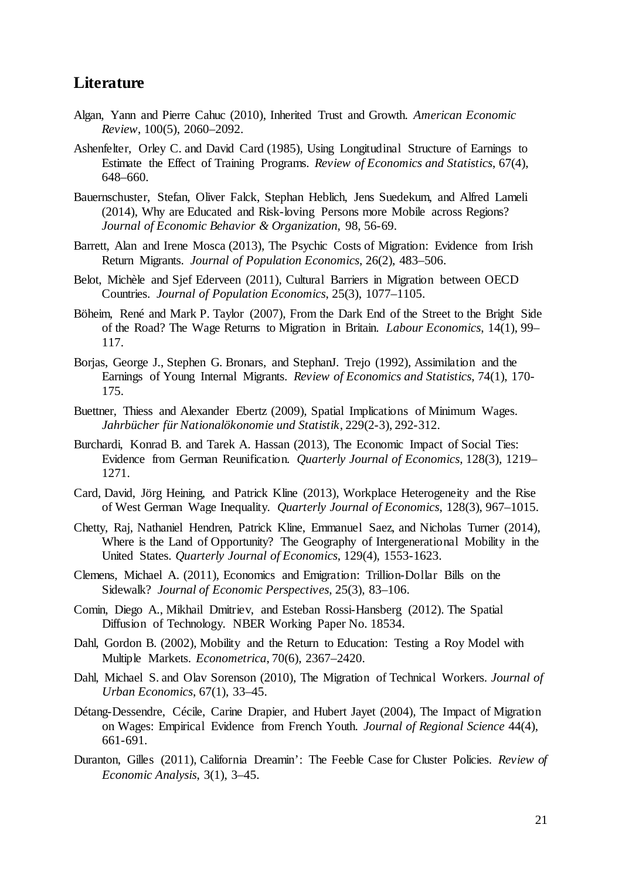## Literature

Algan, Yann and Pierre Cahuc (2010), Inherited Trust and Growth. *American Economic Review*, 100(5), 2060–2092.

Ashenfelter, Orley C. and David Card (1985), Using Longitudinal Structure of Earnings to Estimate the Effect of Training Programs. *Review of Economics and Statistics*, 67(4), 648–660.

Bauernschuster, Stefan, Oliver Falck, Stephan Heblich, Jens Suedekum, and Alfred Lameli (2014), Why are Educated and Risk-loving Persons more Mobile across Regions? *Journal of Economic Behavior & Organization*, 98, 56-69.

Barrett, Alan and Irene Mosca (2013), The Psychic Costs of Migration: Evidence from Irish Return Migrants. *Journal of Population Economics*, 26(2), 483–506.

Belot, Michèle and Sjef Ederveen (2011), Cultural Barriers in Migration between OECD Countries. *Journal of Population Economics*, 25(3), 1077–1105.

Böheim, René and Mark P. Taylor (2007), From the Dark End of the Street to the Bright Side of the Road? The Wage Returns to Migration in Britain. *Labour Economics*, 14(1), 99–117.

Borjas, George J., Stephen G. Bronars, and StephanJ. Trejo (1992), Assimilation and the Earnings of Young Internal Migrants. *Review of Economics and Statistics*, 74(1), 170-175.

Buettner, Thiess and Alexander Ebertz (2009), Spatial Implications of Minimum Wages. *Jahrbücher für Nationalökonomie und Statistik*, 229(2-3), 292-312.

Burchardi, Konrad B. and Tarek A. Hassan (2013), The Economic Impact of Social Ties: Evidence from German Reunification. *Quarterly Journal of Economics*, 128(3), 1219–1271.

Card, David, Jörg Heining, and Patrick Kline (2013), Workplace Heterogeneity and the Rise of West German Wage Inequality. *Quarterly Journal of Economics*, 128(3), 967–1015.

Chetty, Raj, Nathaniel Hendren, Patrick Kline, Emmanuel Saez, and Nicholas Turner (2014), Where is the Land of Opportunity? The Geography of Intergenerational Mobility in the United States. *Quarterly Journal of Economics*, 129(4), 1553-1623.

Clemens, Michael A. (2011), Economics and Emigration: Trillion-Dollar Bills on the Sidewalk? *Journal of Economic Perspectives*, 25(3), 83–106.

Comin, Diego A., Mikhail Dmitriev, and Esteban Rossi-Hansberg (2012). The Spatial Diffusion of Technology. NBER Working Paper No. 18534.

Dahl, Gordon B. (2002), Mobility and the Return to Education: Testing a Roy Model with Multiple Markets. *Econometrica*, 70(6), 2367–2420.

Dahl, Michael S. and Olav Sorenson (2010), The Migration of Technical Workers. *Journal of Urban Economics*, 67(1), 33–45.

Détang-Dessendre, Cécile, Carine Drapier, and Hubert Jayet (2004), The Impact of Migration on Wages: Empirical Evidence from French Youth. *Journal of Regional Science* 44(4), 661-691.

Duranton, Gilles (2011), California Dreamin': The Feeble Case for Cluster Policies. *Review of Economic Analysis*, 3(1), 3–45.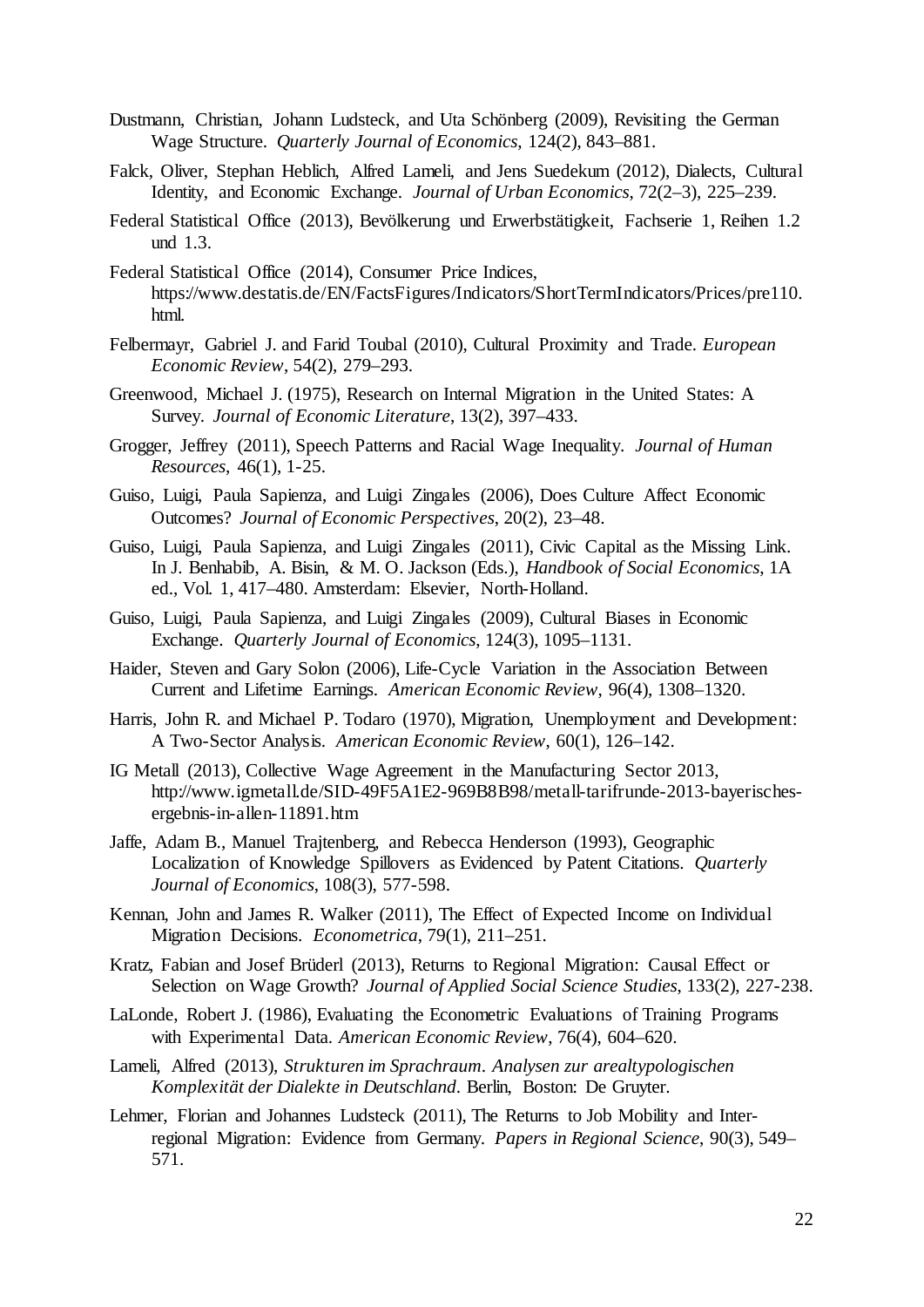Dustmann, Christian, Johann Ludsteck, and Uta Schönberg (2009), Revisiting the German Wage Structure. *Quarterly Journal of Economics*, 124(2), 843–881.

Falck, Oliver, Stephan Heblich, Alfred Lameli, and Jens Suedekum (2012), Dialects, Cultural Identity, and Economic Exchange. *Journal of Urban Economics*, 72(2–3), 225–239.

Federal Statistical Office (2013), Bevölkerung und Erwerbstätigkeit, Fachserie 1, Reihen 1.2 und 1.3.

Federal Statistical Office (2014), Consumer Price Indices, https://www.destatis.de/EN/FactsFigures/Indicators/ShortTermIndicators/Prices/pre110.html.

Felbermayr, Gabriel J. and Farid Toubal (2010), Cultural Proximity and Trade. *European Economic Review*, 54(2), 279–293.

Greenwood, Michael J. (1975), Research on Internal Migration in the United States: A Survey. *Journal of Economic Literature*, 13(2), 397–433.

Grogger, Jeffrey (2011), Speech Patterns and Racial Wage Inequality. *Journal of Human Resources*, 46(1), 1-25.

Guiso, Luigi, Paula Sapienza, and Luigi Zingales (2006), Does Culture Affect Economic Outcomes? *Journal of Economic Perspectives*, 20(2), 23–48.

Guiso, Luigi, Paula Sapienza, and Luigi Zingales (2011), Civic Capital as the Missing Link. In J. Benhabib, A. Bisin, & M. O. Jackson (Eds.), *Handbook of Social Economics*, 1A ed., Vol. 1, 417–480. Amsterdam: Elsevier, North-Holland.

Guiso, Luigi, Paula Sapienza, and Luigi Zingales (2009), Cultural Biases in Economic Exchange. *Quarterly Journal of Economics*, 124(3), 1095–1131.

Haider, Steven and Gary Solon (2006), Life-Cycle Variation in the Association Between Current and Lifetime Earnings. *American Economic Review*, 96(4), 1308–1320.

Harris, John R. and Michael P. Todaro (1970), Migration, Unemployment and Development: A Two-Sector Analysis. *American Economic Review*, 60(1), 126–142.

IG Metall (2013), Collective Wage Agreement in the Manufacturing Sector 2013, http://www.igmetall.de/SID-49F5A1E2-969B8B98/metall-tarifrunde-2013-bayerisches-ergebnis-in-allen-11891.htm

Jaffe, Adam B., Manuel Trajtenberg, and Rebecca Henderson (1993), Geographic Localization of Knowledge Spillovers as Evidenced by Patent Citations. *Quarterly Journal of Economics*, 108(3), 577-598.

Kennan, John and James R. Walker (2011), The Effect of Expected Income on Individual Migration Decisions. *Econometrica*, 79(1), 211–251.

Kratz, Fabian and Josef Brüderl (2013), Returns to Regional Migration: Causal Effect or Selection on Wage Growth? *Journal of Applied Social Science Studies*, 133(2), 227-238.

LaLonde, Robert J. (1986), Evaluating the Econometric Evaluations of Training Programs with Experimental Data. *American Economic Review*, 76(4), 604–620.

Lameli, Alfred (2013), *Strukturen im Sprachraum. Analysen zur arealtypologischen Komplexität der Dialekte in Deutschland*. Berlin, Boston: De Gruyter.

Lehmer, Florian and Johannes Ludsteck (2011), The Returns to Job Mobility and Inter-regional Migration: Evidence from Germany. *Papers in Regional Science*, 90(3), 549–571.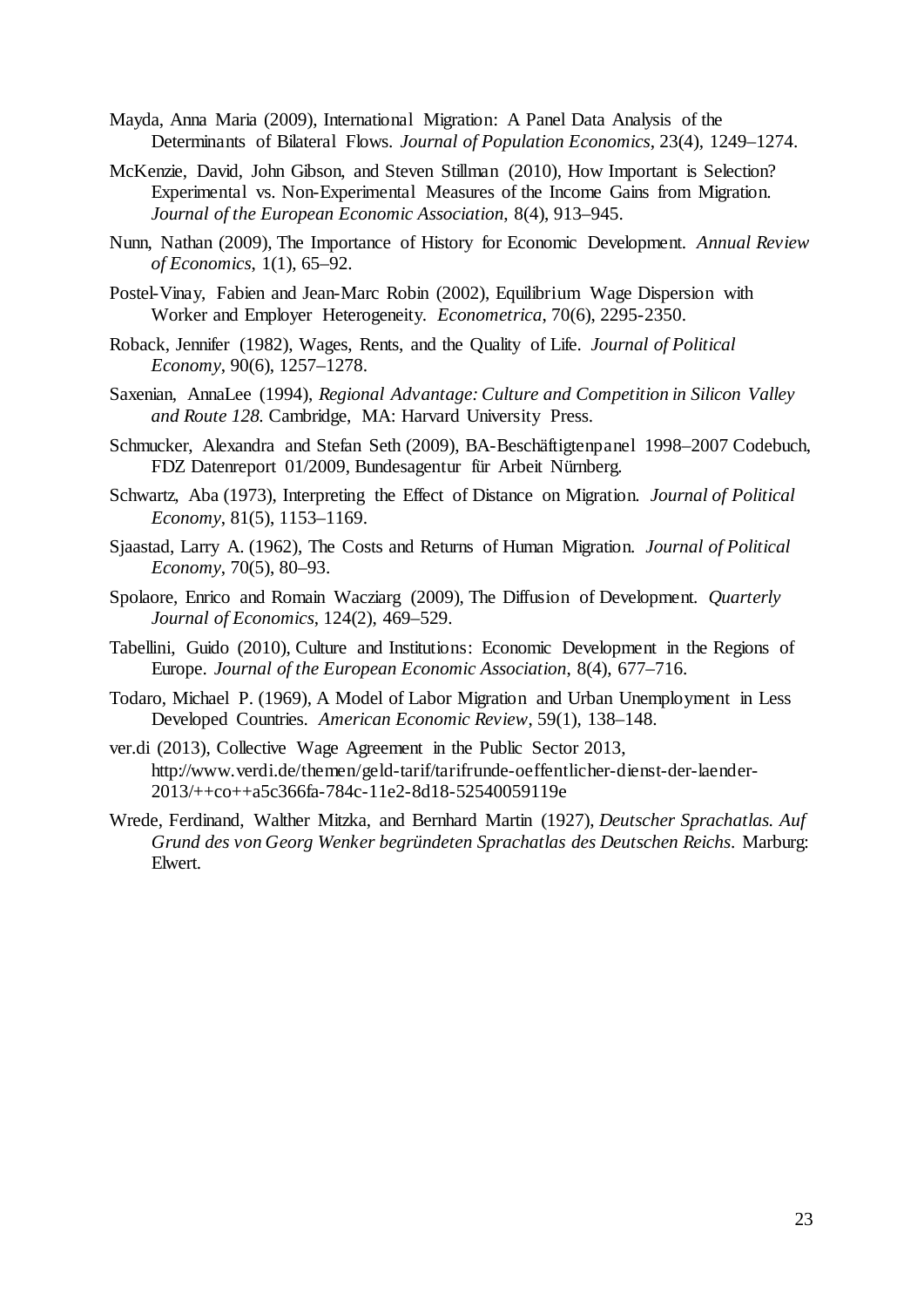Mayda, Anna Maria (2009), International Migration: A Panel Data Analysis of the Determinants of Bilateral Flows. *Journal of Population Economics*, 23(4), 1249–1274.

McKenzie, David, John Gibson, and Steven Stillman (2010), How Important is Selection? Experimental vs. Non-Experimental Measures of the Income Gains from Migration. *Journal of the European Economic Association*, 8(4), 913–945.

Nunn, Nathan (2009), The Importance of History for Economic Development. *Annual Review of Economics*, 1(1), 65–92.

Postel-Vinay, Fabien and Jean-Marc Robin (2002), Equilibrium Wage Dispersion with Worker and Employer Heterogeneity. *Econometrica*, 70(6), 2295-2350.

Roback, Jennifer (1982), Wages, Rents, and the Quality of Life. *Journal of Political Economy*, 90(6), 1257–1278.

Saxenian, AnnaLee (1994), *Regional Advantage: Culture and Competition in Silicon Valley and Route 128*. Cambridge, MA: Harvard University Press.

Schmucker, Alexandra and Stefan Seth (2009), BA-Beschäftigtenpanel 1998–2007 Codebuch, FDZ Datenreport 01/2009, Bundesagentur für Arbeit Nürnberg.

Schwartz, Aba (1973), Interpreting the Effect of Distance on Migration. *Journal of Political Economy*, 81(5), 1153–1169.

Sjaastad, Larry A. (1962), The Costs and Returns of Human Migration. *Journal of Political Economy*, 70(5), 80–93.

Spolaore, Enrico and Romain Wacziarg (2009), The Diffusion of Development. *Quarterly Journal of Economics*, 124(2), 469–529.

Tabellini, Guido (2010), Culture and Institutions: Economic Development in the Regions of Europe. *Journal of the European Economic Association*, 8(4), 677–716.

Todaro, Michael P. (1969), A Model of Labor Migration and Urban Unemployment in Less Developed Countries. *American Economic Review*, 59(1), 138–148.

ver.di (2013), Collective Wage Agreement in the Public Sector 2013, http://www.verdi.de/themen/geld-tarif/tarifrunde-oeffentlicher-dienst-der-laender-2013/++co++a5c366fa-784c-11e2-8d18-52540059119e

Wrede, Ferdinand, Walther Mitzka, and Bernhard Martin (1927), *Deutscher Sprachatlas. Auf Grund des von Georg Wenker begründeten Sprachatlas des Deutschen Reichs*. Marburg: Elwert.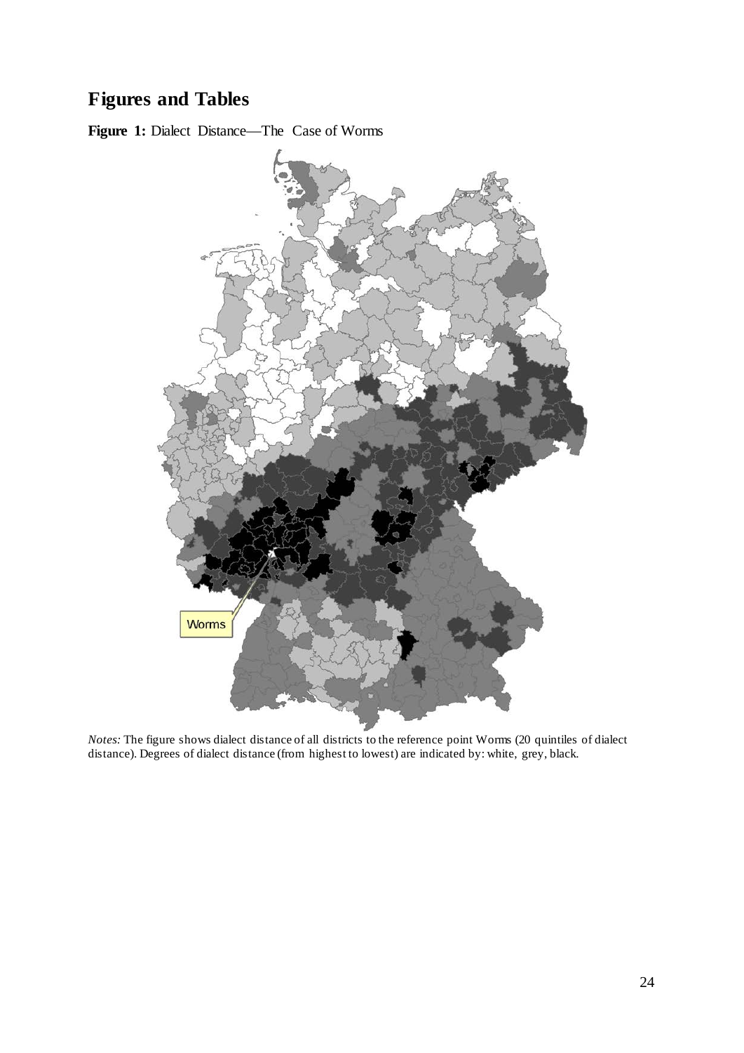# Figures and Tables

**Figure 1:** Dialect Distance—The Case of Worms

*Notes:* The figure shows dialect distance of all districts to the reference point Worms (20 quintiles of dialect distance). Degrees of dialect distance (from highest to lowest) are indicated by: white, grey, black.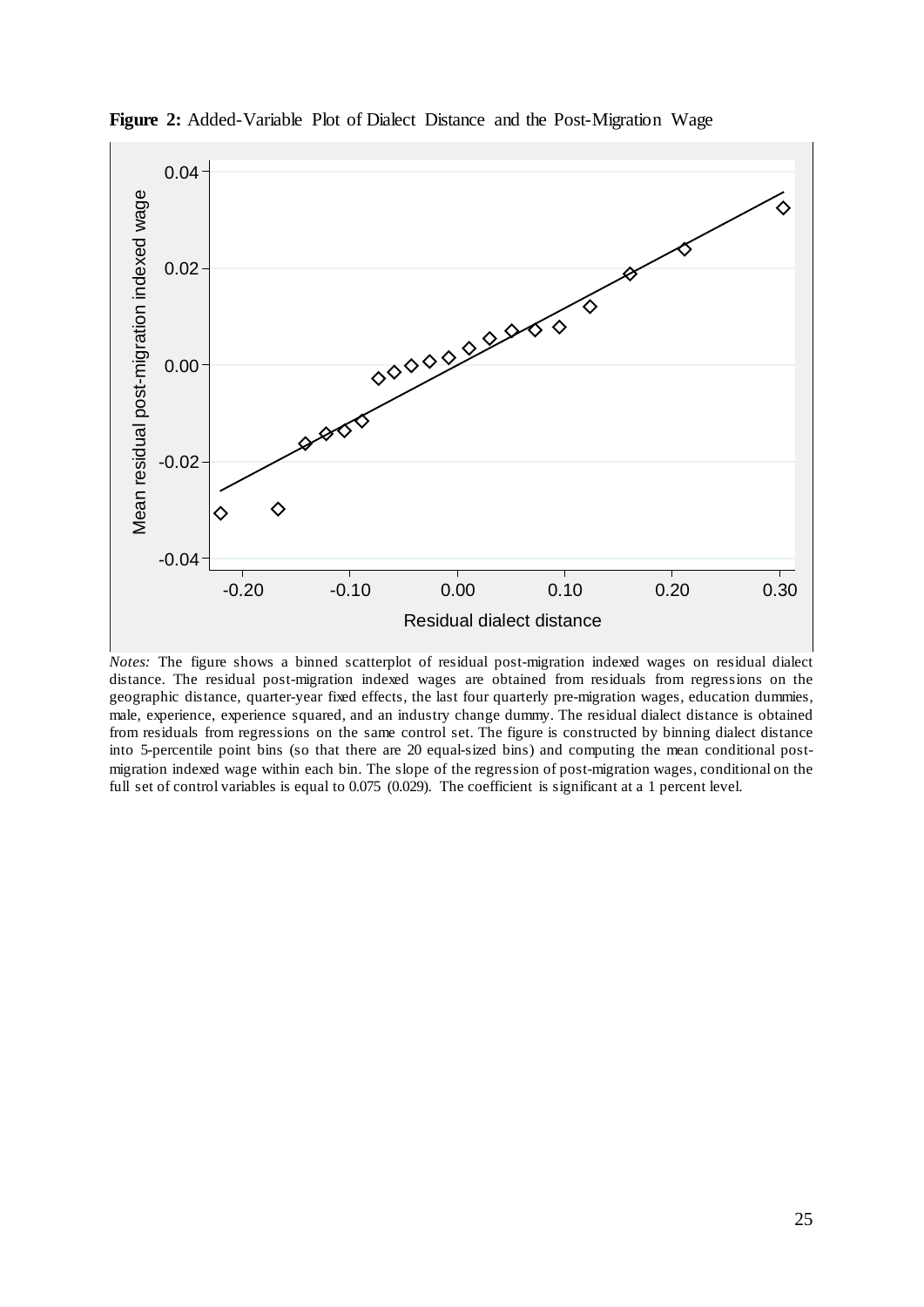**Figure 2:** Added-Variable Plot of Dialect Distance and the Post-Migration Wage

*Notes:* The figure shows a binned scatterplot of residual post-migration indexed wages on residual dialect distance. The residual post-migration indexed wages are obtained from residuals from regressions on the geographic distance, quarter-year fixed effects, the last four quarterly pre-migration wages, education dummies, male, experience, experience squared, and an industry change dummy. The residual dialect distance is obtained from residuals from regressions on the same control set. The figure is constructed by binning dialect distance into 5-percentile point bins (so that there are 20 equal-sized bins) and computing the mean conditional post-migration indexed wage within each bin. The slope of the regression of post-migration wages, conditional on the full set of control variables is equal to 0.075 (0.029). The coefficient is significant at a 1 percent level.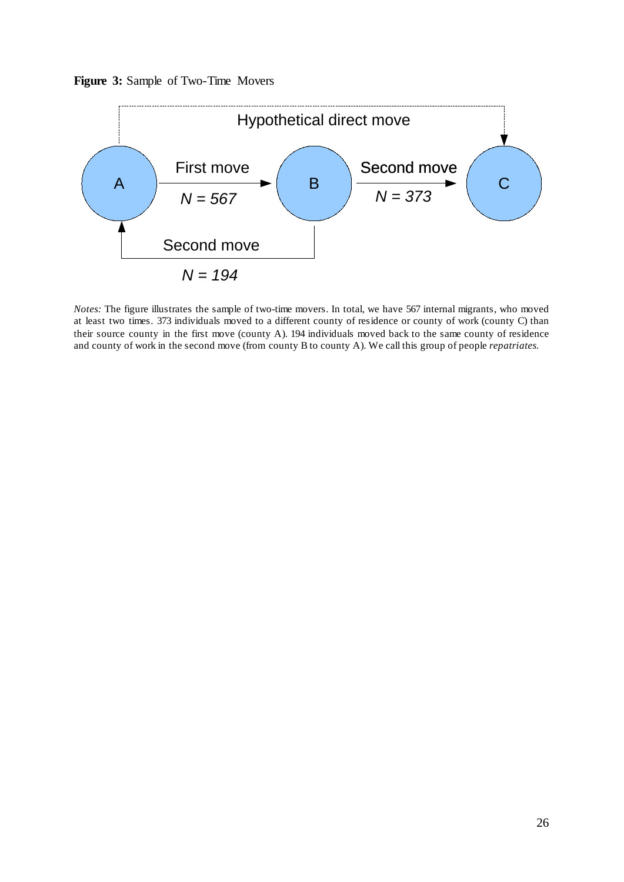**Figure 3:** Sample of Two-Time Movers

*Notes:* The figure illustrates the sample of two-time movers. In total, we have 567 internal migrants, who moved at least two times. 373 individuals moved to a different county of residence or county of work (county C) than their source county in the first move (county A). 194 individuals moved back to the same county of residence and county of work in the second move (from county B to county A). We call this group of people *repatriates*.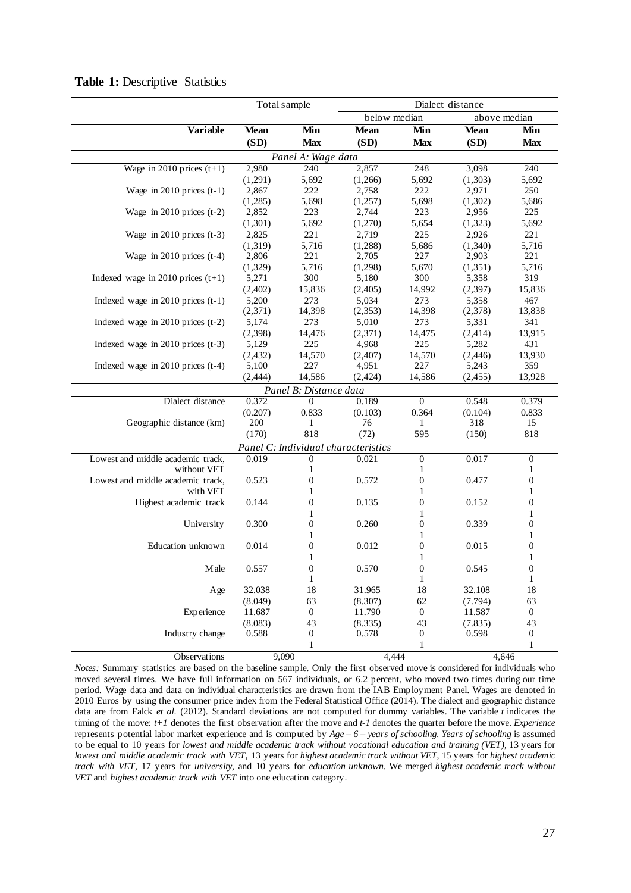**Table 1:** Descriptive Statistics

| | Total sample | | Dialect distance | | | |
|---|---|---|---|---|---|---|
| | | | below median | | above median | |
| **Variable** | **Mean (SD)** | **Min Max** | **Mean (SD)** | **Min Max** | **Mean (SD)** | **Min Max** |
| *Panel A: Wage data* | | | | | | |
| Wage in 2010 prices (t+1) | 2,980 (1,291) | 240 5,692 | 2,857 (1,266) | 248 5,692 | 3,098 (1,303) | 240 5,692 |
| Wage in 2010 prices (t-1) | 2,867 (1,285) | 222 5,698 | 2,758 (1,257) | 222 5,698 | 2,971 (1,302) | 250 5,686 |
| Wage in 2010 prices (t-2) | 2,852 (1,301) | 223 5,692 | 2,744 (1,270) | 223 5,654 | 2,956 (1,323) | 225 5,692 |
| Wage in 2010 prices (t-3) | 2,825 (1,319) | 221 5,716 | 2,719 (1,288) | 225 5,686 | 2,926 (1,340) | 221 5,716 |
| Wage in 2010 prices (t-4) | 2,806 (1,329) | 221 5,716 | 2,705 (1,298) | 227 5,670 | 2,903 (1,351) | 221 5,716 |
| Indexed wage in 2010 prices (t+1) | 5,271 (2,402) | 300 15,836 | 5,180 (2,405) | 300 14,992 | 5,358 (2,397) | 319 15,836 |
| Indexed wage in 2010 prices (t-1) | 5,200 (2,371) | 273 14,398 | 5,034 (2,353) | 273 14,398 | 5,358 (2,378) | 467 13,838 |
| Indexed wage in 2010 prices (t-2) | 5,174 (2,398) | 273 14,476 | 5,010 (2,371) | 273 14,475 | 5,331 (2,414) | 341 13,915 |
| Indexed wage in 2010 prices (t-3) | 5,129 (2,432) | 225 14,570 | 4,968 (2,407) | 225 14,570 | 5,282 (2,446) | 431 13,930 |
| Indexed wage in 2010 prices (t-4) | 5,100 (2,444) | 227 14,586 | 4,951 (2,424) | 227 14,586 | 5,243 (2,455) | 359 13,928 |
| *Panel B: Distance data* | | | | | | |
| Dialect distance | 0.372 (0.207) | 0 0.833 | 0.189 (0.103) | 0 0.364 | 0.548 (0.104) | 0.379 0.833 |
| Geographic distance (km) | 200 (170) | 1 818 | 76 (72) | 1 595 | 318 (150) | 15 818 |
| *Panel C: Individual characteristics* | | | | | | |
| Lowest and middle academic track, without VET | 0.019 | 0 1 | 0.021 | 0 1 | 0.017 | 0 1 |
| Lowest and middle academic track, with VET | 0.523 | 0 1 | 0.572 | 0 1 | 0.477 | 0 1 |
| Highest academic track | 0.144 | 0 1 | 0.135 | 0 1 | 0.152 | 0 1 |
| University | 0.300 | 0 1 | 0.260 | 0 1 | 0.339 | 0 1 |
| Education unknown | 0.014 | 0 1 | 0.012 | 0 1 | 0.015 | 0 1 |
| Male | 0.557 | 0 1 | 0.570 | 0 1 | 0.545 | 0 1 |
| Age | 32.038 (8.049) | 18 63 | 31.965 (8.307) | 18 62 | 32.108 (7.794) | 18 63 |
| Experience | 11.687 (8.083) | 0 43 | 11.790 (8.335) | 0 43 | 11.587 (7.835) | 0 43 |
| Industry change | 0.588 | 0 1 | 0.578 | 0 1 | 0.598 | 0 1 |
| Observations | 9,090 | | 4,444 | | 4,646 | |

*Notes:* Summary statistics are based on the baseline sample. Only the first observed move is considered for individuals who moved several times. We have full information on 567 individuals, or 6.2 percent, who moved two times during our time period. Wage data and data on individual characteristics are drawn from the IAB Employment Panel. Wages are denoted in 2010 Euros by using the consumer price index from the Federal Statistical Office (2014). The dialect and geographic distance data are from Falck *et al.* (2012). Standard deviations are not computed for dummy variables. The variable *t* indicates the timing of the move: *t+1* denotes the first observation after the move and *t-1* denotes the quarter before the move. *Experience* represents potential labor market experience and is computed by *Age – 6 – years of schooling*. *Years of schooling* is assumed to be equal to 10 years for *lowest and middle academic track without vocational education and training (VET)*, 13 years for *lowest and middle academic track with VET*, 13 years for *highest academic track without VET*, 15 years for *highest academic track with VET*, 17 years for *university*, and 10 years for *education unknown*. We merged *highest academic track without VET* and *highest academic track with VET* into one education category.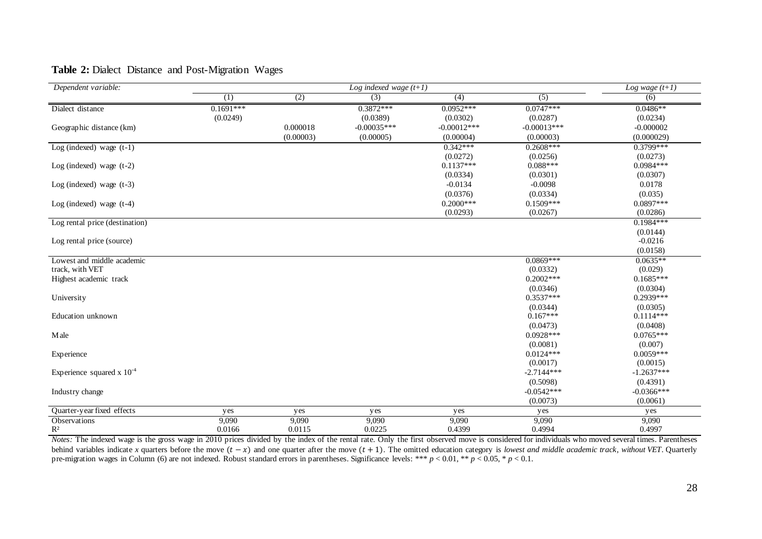**Table 2:** Dialect Distance and Post-Migration Wages

| *Dependent variable:* | *Log indexed wage (t+1)* | | | | | *Log wage (t+1)* |
|---|---|---|---|---|---|---|
| | (1) | (2) | (3) | (4) | (5) | (6) |
| Dialect distance | 0.1691*** | | 0.3872*** | 0.0952*** | 0.0747*** | 0.0486** |
| | (0.0249) | | (0.0389) | (0.0302) | (0.0287) | (0.0234) |
| Geographic distance (km) | | 0.000018 | -0.00035*** | -0.00012*** | -0.00013*** | -0.000002 |
| | | (0.00003) | (0.00005) | (0.00004) | (0.00003) | (0.000029) |
| Log (indexed) wage (t-1) | | | | 0.342*** | 0.2608*** | 0.3799*** |
| | | | | (0.0272) | (0.0256) | (0.0273) |
| Log (indexed) wage (t-2) | | | | 0.1137*** | 0.088*** | 0.0984*** |
| | | | | (0.0334) | (0.0301) | (0.0307) |
| Log (indexed) wage (t-3) | | | | -0.0134 | -0.0098 | 0.0178 |
| | | | | (0.0376) | (0.0334) | (0.035) |
| Log (indexed) wage (t-4) | | | | 0.2000*** | 0.1509*** | 0.0897*** |
| | | | | (0.0293) | (0.0267) | (0.0286) |
| Log rental price (destination) | | | | | | 0.1984*** |
| | | | | | | (0.0144) |
| Log rental price (source) | | | | | | -0.0216 |
| | | | | | | (0.0158) |
| Lowest and middle academic track, with VET | | | | | 0.0869*** | 0.0635** |
| | | | | | (0.0332) | (0.029) |
| Highest academic track | | | | | 0.2002*** | 0.1685*** |
| | | | | | (0.0346) | (0.0304) |
| University | | | | | 0.3537*** | 0.2939*** |
| | | | | | (0.0344) | (0.0305) |
| Education unknown | | | | | 0.167*** | 0.1114*** |
| | | | | | (0.0473) | (0.0408) |
| Male | | | | | 0.0928*** | 0.0765*** |
| | | | | | (0.0081) | (0.007) |
| Experience | | | | | 0.0124*** | 0.0059*** |
| | | | | | (0.0017) | (0.0015) |
| Experience squared x $10^{-4}$ | | | | | -2.7144*** | -1.2637*** |
| | | | | | (0.5098) | (0.4391) |
| Industry change | | | | | -0.0542*** | -0.0366*** |
| | | | | | (0.0073) | (0.0061) |
| Quarter-year fixed effects | yes | yes | yes | yes | yes | yes |
| Observations | 9,090 | 9,090 | 9,090 | 9,090 | 9,090 | 9,090 |
| $R^2$ | 0.0166 | 0.0115 | 0.0225 | 0.4399 | 0.4994 | 0.4997 |

*Notes:* The indexed wage is the gross wage in 2010 prices divided by the index of the rental rate. Only the first observed move is considered for individuals who moved several times. Parentheses behind variables indicate $x$ quarters before the move $(t - x)$ and one quarter after the move $(t + 1)$. The omitted education category is *lowest and middle academic track, without VET*. Quarterly pre-migration wages in Column (6) are not indexed. Robust standard errors in parentheses. Significance levels: *** $p < 0.01$, ** $p < 0.05$, * $p < 0.1$.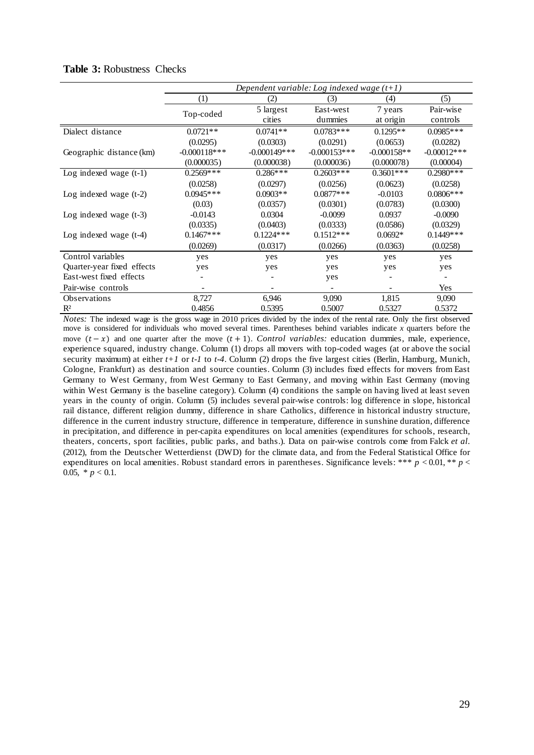**Table 3:** Robustness Checks

| | *Dependent variable: Log indexed wage (t+1)* | | | | |
|---|---|---|---|---|---|
| | (1) | (2) | (3) | (4) | (5) |
| | Top-coded | 5 largest cities | East-west dummies | 7 years at origin | Pair-wise controls |
| Dialect distance | 0.0721** | 0.0741** | 0.0783*** | 0.1295** | 0.0985*** |
| | (0.0295) | (0.0303) | (0.0291) | (0.0653) | (0.0282) |
| Geographic distance (km) | -0.000118*** | -0.000149*** | -0.000153*** | -0.000158** | -0.00012*** |
| | (0.000035) | (0.000038) | (0.000036) | (0.000078) | (0.00004) |
| Log indexed wage (t-1) | 0.2569*** | 0.286*** | 0.2603*** | 0.3601*** | 0.2980*** |
| | (0.0258) | (0.0297) | (0.0256) | (0.0623) | (0.0258) |
| Log indexed wage (t-2) | 0.0945*** | 0.0903** | 0.0877*** | -0.0103 | 0.0806*** |
| | (0.03) | (0.0357) | (0.0301) | (0.0783) | (0.0300) |
| Log indexed wage (t-3) | -0.0143 | 0.0304 | -0.0099 | 0.0937 | -0.0090 |
| | (0.0335) | (0.0403) | (0.0333) | (0.0586) | (0.0329) |
| Log indexed wage (t-4) | 0.1467*** | 0.1224*** | 0.1512*** | 0.0692* | 0.1449*** |
| | (0.0269) | (0.0317) | (0.0266) | (0.0363) | (0.0258) |
| Control variables | yes | yes | yes | yes | yes |
| Quarter-year fixed effects | yes | yes | yes | yes | yes |
| East-west fixed effects | - | - | yes | - | - |
| Pair-wise controls | - | - | - | - | Yes |
| Observations | 8,727 | 6,946 | 9,090 | 1,815 | 9,090 |
| $R^2$ | 0.4856 | 0.5395 | 0.5007 | 0.5327 | 0.5372 |

*Notes:* The indexed wage is the gross wage in 2010 prices divided by the index of the rental rate. Only the first observed move is considered for individuals who moved several times. Parentheses behind variables indicate *x* quarters before the move $(t-x)$ and one quarter after the move $(t+1)$. *Control variables:* education dummies, male, experience, experience squared, industry change. Column (1) drops all movers with top-coded wages (at or above the social security maximum) at either *t+1* or *t-1* to *t-4*. Column (2) drops the five largest cities (Berlin, Hamburg, Munich, Cologne, Frankfurt) as destination and source counties. Column (3) includes fixed effects for movers from East Germany to West Germany, from West Germany to East Germany, and moving within East Germany (moving within West Germany is the baseline category). Column (4) conditions the sample on having lived at least seven years in the county of origin. Column (5) includes several pair-wise controls: log difference in slope, historical rail distance, different religion dummy, difference in share Catholics, difference in historical industry structure, difference in the current industry structure, difference in temperature, difference in sunshine duration, difference in precipitation, and difference in per-capita expenditures on local amenities (expenditures for schools, research, theaters, concerts, sport facilities, public parks, and baths.). Data on pair-wise controls come from Falck *et al.* (2012), from the Deutscher Wetterdienst (DWD) for the climate data, and from the Federal Statistical Office for expenditures on local amenities. Robust standard errors in parentheses. Significance levels: *** $p < 0.01$, ** $p < 0.05$, * $p < 0.1$.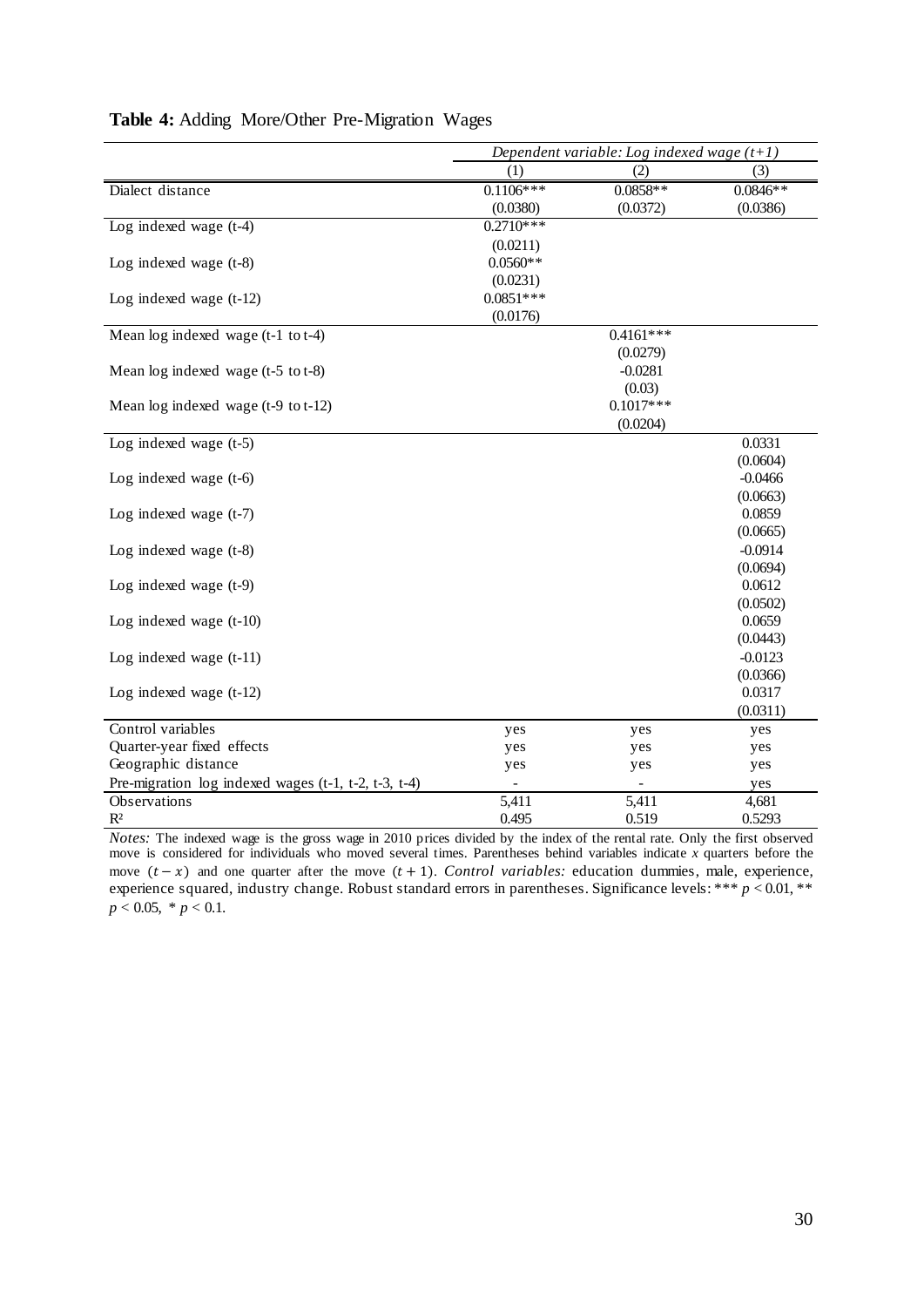**Table 4:** Adding More/Other Pre-Migration Wages

| | *Dependent variable: Log indexed wage (t+1)* | | |
|---|---|---|---|
| | (1) | (2) | (3) |
| Dialect distance | 0.1106*** | 0.0858** | 0.0846** |
| | (0.0380) | (0.0372) | (0.0386) |
| Log indexed wage (t-4) | 0.2710*** | | |
| | (0.0211) | | |
| Log indexed wage (t-8) | 0.0560** | | |
| | (0.0231) | | |
| Log indexed wage (t-12) | 0.0851*** | | |
| | (0.0176) | | |
| Mean log indexed wage (t-1 to t-4) | | 0.4161*** | |
| | | (0.0279) | |
| Mean log indexed wage (t-5 to t-8) | | -0.0281 | |
| | | (0.03) | |
| Mean log indexed wage (t-9 to t-12) | | 0.1017*** | |
| | | (0.0204) | |
| Log indexed wage (t-5) | | | 0.0331 |
| | | | (0.0604) |
| Log indexed wage (t-6) | | | -0.0466 |
| | | | (0.0663) |
| Log indexed wage (t-7) | | | 0.0859 |
| | | | (0.0665) |
| Log indexed wage (t-8) | | | -0.0914 |
| | | | (0.0694) |
| Log indexed wage (t-9) | | | 0.0612 |
| | | | (0.0502) |
| Log indexed wage (t-10) | | | 0.0659 |
| | | | (0.0443) |
| Log indexed wage (t-11) | | | -0.0123 |
| | | | (0.0366) |
| Log indexed wage (t-12) | | | 0.0317 |
| | | | (0.0311) |
| Control variables | yes | yes | yes |
| Quarter-year fixed effects | yes | yes | yes |
| Geographic distance | yes | yes | yes |
| Pre-migration log indexed wages (t-1, t-2, t-3, t-4) | - | - | yes |
| Observations | 5,411 | 5,411 | 4,681 |
| $R^2$ | 0.495 | 0.519 | 0.5293 |

*Notes:* The indexed wage is the gross wage in 2010 prices divided by the index of the rental rate. Only the first observed move is considered for individuals who moved several times. Parentheses behind variables indicate $x$ quarters before the move $(t-x)$ and one quarter after the move $(t+1)$. *Control variables:* education dummies, male, experience, experience squared, industry change. Robust standard errors in parentheses. Significance levels: *** $p < 0.01$, ** $p < 0.05$, * $p < 0.1$.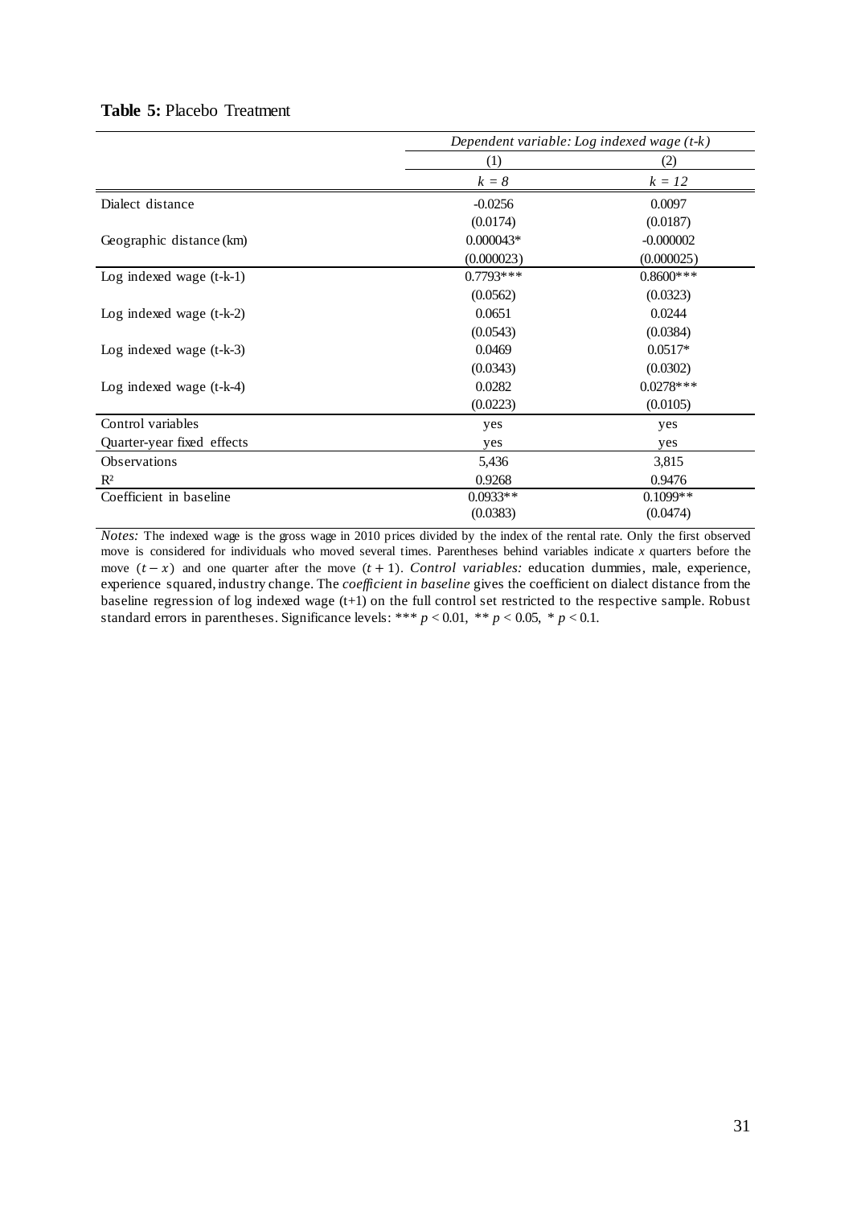**Table 5:** Placebo Treatment

| | *Dependent variable: Log indexed wage (t-k)* | |
|---|---|---|
| | (1) | (2) |
| | $k = 8$ | $k = 12$ |
| Dialect distance | -0.0256 | 0.0097 |
| | (0.0174) | (0.0187) |
| Geographic distance (km) | 0.000043* | -0.000002 |
| | (0.000023) | (0.000025) |
| Log indexed wage (t-k-1) | 0.7793*** | 0.8600*** |
| | (0.0562) | (0.0323) |
| Log indexed wage (t-k-2) | 0.0651 | 0.0244 |
| | (0.0543) | (0.0384) |
| Log indexed wage (t-k-3) | 0.0469 | 0.0517* |
| | (0.0343) | (0.0302) |
| Log indexed wage (t-k-4) | 0.0282 | 0.0278*** |
| | (0.0223) | (0.0105) |
| Control variables | yes | yes |
| Quarter-year fixed effects | yes | yes |
| Observations | 5,436 | 3,815 |
| $R^2$ | 0.9268 | 0.9476 |
| Coefficient in baseline | 0.0933** | 0.1099** |
| | (0.0383) | (0.0474) |

*Notes:* The indexed wage is the gross wage in 2010 prices divided by the index of the rental rate. Only the first observed move is considered for individuals who moved several times. Parentheses behind variables indicate $x$ quarters before the move $(t - x)$ and one quarter after the move $(t + 1)$. *Control variables:* education dummies, male, experience, experience squared, industry change. The *coefficient in baseline* gives the coefficient on dialect distance from the baseline regression of log indexed wage (t+1) on the full control set restricted to the respective sample. Robust standard errors in parentheses. Significance levels: *** $p < 0.01$, ** $p < 0.05$, * $p < 0.1$.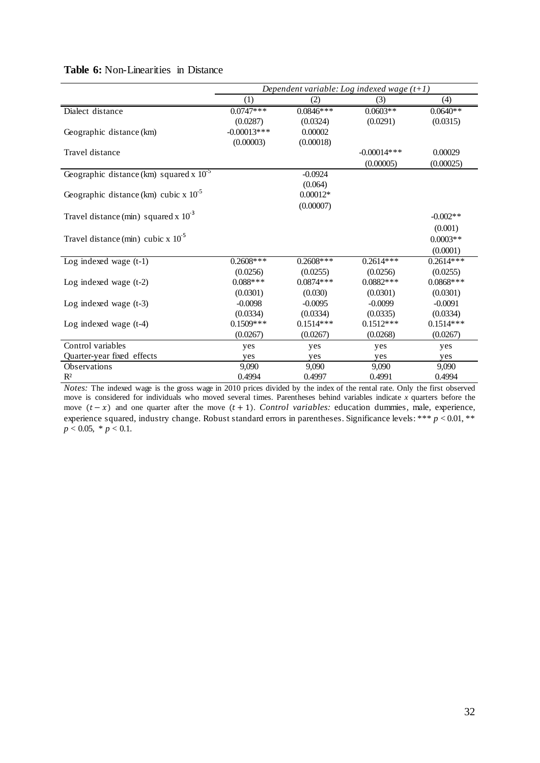**Table 6:** Non-Linearities in Distance

| | *Dependent variable: Log indexed wage (t+1)* | | | |
|---|---|---|---|---|
| | (1) | (2) | (3) | (4) |
| Dialect distance | 0.0747*** | 0.0846*** | 0.0603** | 0.0640** |
| | (0.0287) | (0.0324) | (0.0291) | (0.0315) |
| Geographic distance (km) | -0.00013*** | 0.00002 | | |
| | (0.00003) | (0.00018) | | |
| Travel distance | | | -0.00014*** | 0.00029 |
| | | | (0.00005) | (0.00025) |
| Geographic distance (km) squared x $10^{-5}$ | | -0.0924 | | |
| | | (0.064) | | |
| Geographic distance (km) cubic x $10^{-5}$ | | 0.00012* | | |
| | | (0.00007) | | |
| Travel distance (min) squared x $10^{-3}$ | | | | -0.002** |
| | | | | (0.001) |
| Travel distance (min) cubic x $10^{-5}$ | | | | 0.0003** |
| | | | | (0.0001) |
| Log indexed wage (t-1) | 0.2608*** | 0.2608*** | 0.2614*** | 0.2614*** |
| | (0.0256) | (0.0255) | (0.0256) | (0.0255) |
| Log indexed wage (t-2) | 0.088*** | 0.0874*** | 0.0882*** | 0.0868*** |
| | (0.0301) | (0.030) | (0.0301) | (0.0301) |
| Log indexed wage (t-3) | -0.0098 | -0.0095 | -0.0099 | -0.0091 |
| | (0.0334) | (0.0334) | (0.0335) | (0.0334) |
| Log indexed wage (t-4) | 0.1509*** | 0.1514*** | 0.1512*** | 0.1514*** |
| | (0.0267) | (0.0267) | (0.0268) | (0.0267) |
| Control variables | yes | yes | yes | yes |
| Quarter-year fixed effects | yes | yes | yes | yes |
| Observations | 9,090 | 9,090 | 9,090 | 9,090 |
| $R^2$ | 0.4994 | 0.4997 | 0.4991 | 0.4994 |

*Notes:* The indexed wage is the gross wage in 2010 prices divided by the index of the rental rate. Only the first observed move is considered for individuals who moved several times. Parentheses behind variables indicate $x$ quarters before the move $(t - x)$ and one quarter after the move $(t + 1)$. *Control variables:* education dummies, male, experience, experience squared, industry change. Robust standard errors in parentheses. Significance levels: *** $p < 0.01$, ** $p < 0.05$, * $p < 0.1$.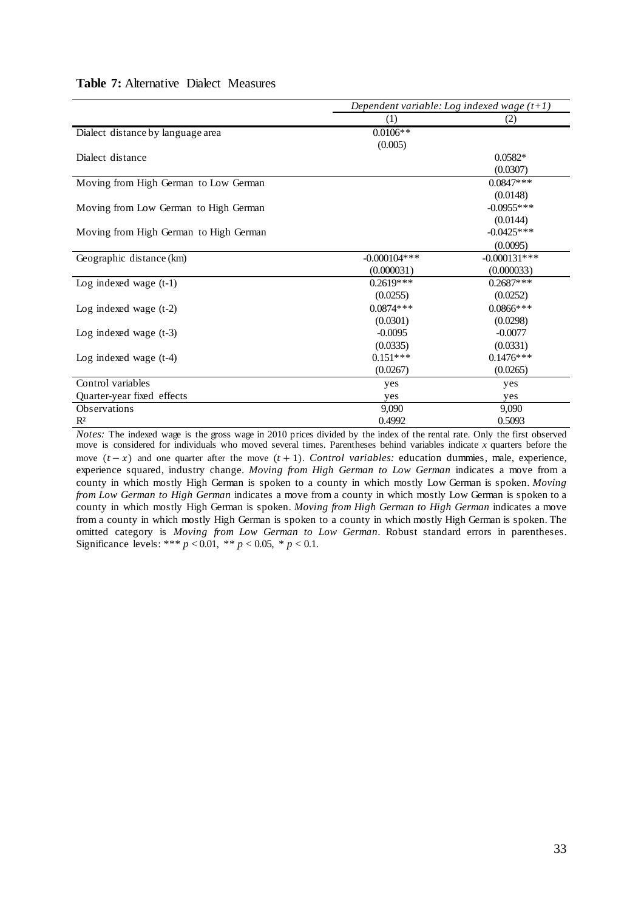**Table 7:** Alternative Dialect Measures

| | *Dependent variable: Log indexed wage (t+1)* | |
|---|---|---|
| | (1) | (2) |
| Dialect distance by language area | 0.0106** | |
| | (0.005) | |
| Dialect distance | | 0.0582* |
| | | (0.0307) |
| Moving from High German to Low German | | 0.0847*** |
| | | (0.0148) |
| Moving from Low German to High German | | -0.0955*** |
| | | (0.0144) |
| Moving from High German to High German | | -0.0425*** |
| | | (0.0095) |
| Geographic distance (km) | -0.000104*** | -0.000131*** |
| | (0.000031) | (0.000033) |
| Log indexed wage (t-1) | 0.2619*** | 0.2687*** |
| | (0.0255) | (0.0252) |
| Log indexed wage (t-2) | 0.0874*** | 0.0866*** |
| | (0.0301) | (0.0298) |
| Log indexed wage (t-3) | -0.0095 | -0.0077 |
| | (0.0335) | (0.0331) |
| Log indexed wage (t-4) | 0.151*** | 0.1476*** |
| | (0.0267) | (0.0265) |
| Control variables | yes | yes |
| Quarter-year fixed effects | yes | yes |
| Observations | 9,090 | 9,090 |
| $R^2$ | 0.4992 | 0.5093 |

*Notes:* The indexed wage is the gross wage in 2010 prices divided by the index of the rental rate. Only the first observed move is considered for individuals who moved several times. Parentheses behind variables indicate *x* quarters before the move $(t-x)$ and one quarter after the move $(t+1)$. *Control variables:* education dummies, male, experience, experience squared, industry change. *Moving from High German to Low German* indicates a move from a county in which mostly High German is spoken to a county in which mostly Low German is spoken. *Moving from Low German to High German* indicates a move from a county in which mostly Low German is spoken to a county in which mostly High German is spoken. *Moving from High German to High German* indicates a move from a county in which mostly High German is spoken to a county in which mostly High German is spoken. The omitted category is *Moving from Low German to Low German*. Robust standard errors in parentheses. Significance levels: *** $p < 0.01$, ** $p < 0.05$, * $p < 0.1$.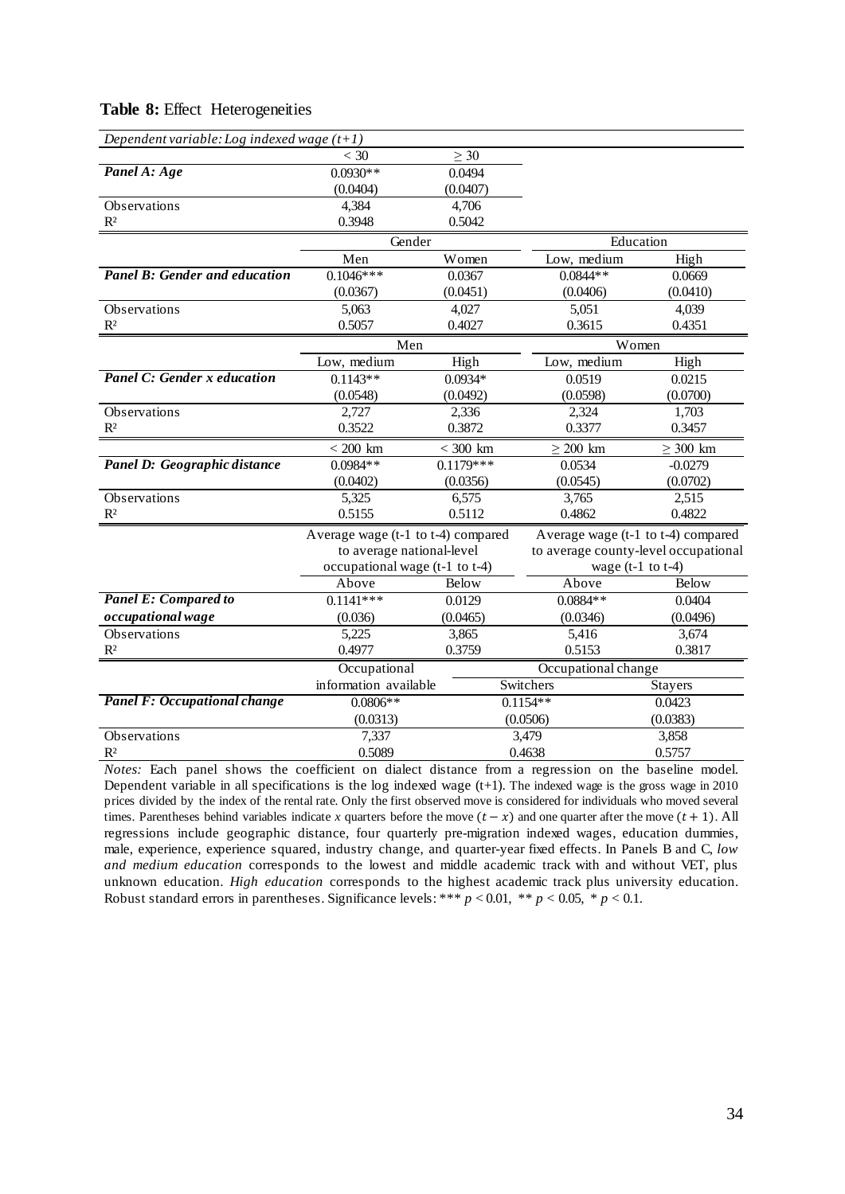**Table 8:** Effect Heterogeneities

| *Dependent variable: Log indexed wage (t+1)* | | | | |
|---|---|---|---|---|
| | < 30 | ≥ 30 | | |
| ***Panel A: Age*** | 0.0930** | 0.0494 | | |
| | (0.0404) | (0.0407) | | |
| Observations | 4,384 | 4,706 | | |
| $R^2$ | 0.3948 | 0.5042 | | |
| | Gender | | Education | |
| | Men | Women | Low, medium | High |
| ***Panel B: Gender and education*** | 0.1046*** | 0.0367 | 0.0844** | 0.0669 |
| | (0.0367) | (0.0451) | (0.0406) | (0.0410) |
| Observations | 5,063 | 4,027 | 5,051 | 4,039 |
| $R^2$ | 0.5057 | 0.4027 | 0.3615 | 0.4351 |
| | Men | | Women | |
| | Low, medium | High | Low, medium | High |
| ***Panel C: Gender x education*** | 0.1143** | 0.0934* | 0.0519 | 0.0215 |
| | (0.0548) | (0.0492) | (0.0598) | (0.0700) |
| Observations | 2,727 | 2,336 | 2,324 | 1,703 |
| $R^2$ | 0.3522 | 0.3872 | 0.3377 | 0.3457 |
| | < 200 km | < 300 km | ≥ 200 km | ≥ 300 km |
| ***Panel D: Geographic distance*** | 0.0984** | 0.1179*** | 0.0534 | -0.0279 |
| | (0.0402) | (0.0356) | (0.0545) | (0.0702) |
| Observations | 5,325 | 6,575 | 3,765 | 2,515 |
| $R^2$ | 0.5155 | 0.5112 | 0.4862 | 0.4822 |
| | Average wage (t-1 to t-4) compared to average national-level occupational wage (t-1 to t-4) | | Average wage (t-1 to t-4) compared to average county-level occupational wage (t-1 to t-4) | |
| | Above | Below | Above | Below |
| ***Panel E: Compared to occupational wage*** | 0.1141*** | 0.0129 | 0.0884** | 0.0404 |
| | (0.036) | (0.0465) | (0.0346) | (0.0496) |
| Observations | 5,225 | 3,865 | 5,416 | 3,674 |
| $R^2$ | 0.4977 | 0.3759 | 0.5153 | 0.3817 |
| | Occupational | Occupational change | | |
| | information available | Switchers | Stayers | |
| ***Panel F: Occupational change*** | 0.0806** | 0.1154** | 0.0423 | |
| | (0.0313) | (0.0506) | (0.0383) | |
| Observations | 7,337 | 3,479 | 3,858 | |
| $R^2$ | 0.5089 | 0.4638 | 0.5757 | |

*Notes:* Each panel shows the coefficient on dialect distance from a regression on the baseline model. Dependent variable in all specifications is the log indexed wage (t+1). The indexed wage is the gross wage in 2010 prices divided by the index of the rental rate. Only the first observed move is considered for individuals who moved several times. Parentheses behind variables indicate $x$ quarters before the move $(t-x)$ and one quarter after the move $(t+1)$. All regressions include geographic distance, four quarterly pre-migration indexed wages, education dummies, male, experience, experience squared, industry change, and quarter-year fixed effects. In Panels B and C, *low and medium education* corresponds to the lowest and middle academic track with and without VET, plus unknown education. *High education* corresponds to the highest academic track plus university education. Robust standard errors in parentheses. Significance levels: *** $p < 0.01$, ** $p < 0.05$, * $p < 0.1$.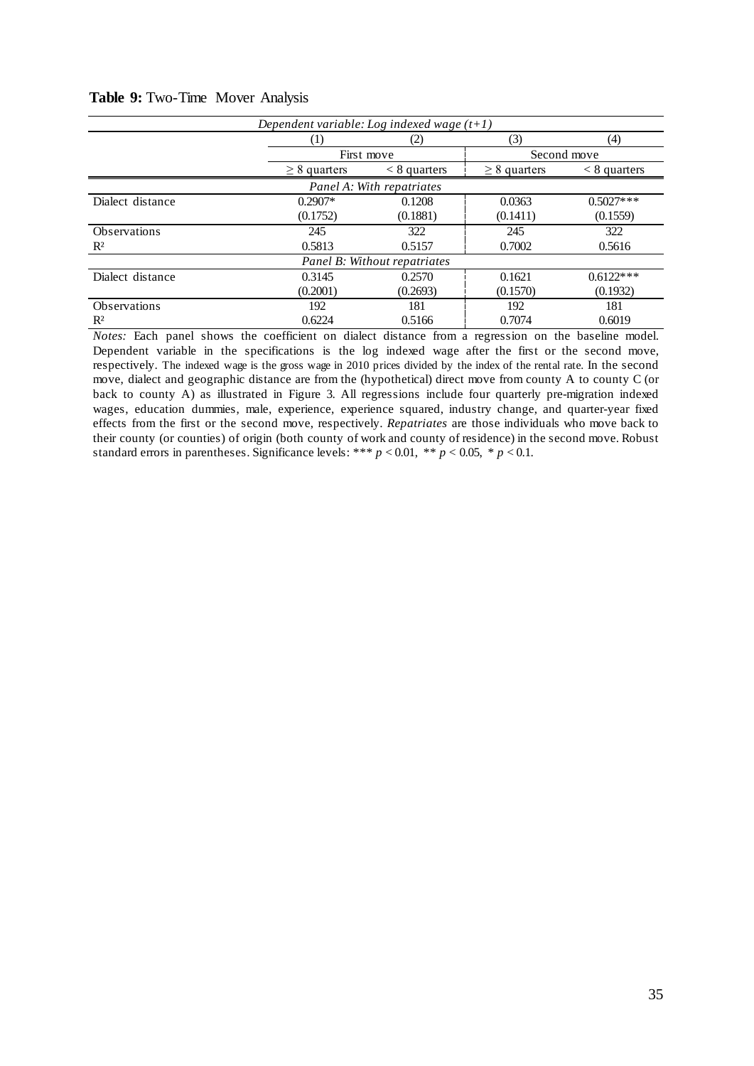**Table 9:** Two-Time Mover Analysis

| *Dependent variable: Log indexed wage (t+1)* | | | | |
|---|---|---|---|---|
| | (1) | (2) | (3) | (4) |
| | First move | | Second move | |
| | $\geq$ 8 quarters | $<$ 8 quarters | $\geq$ 8 quarters | $<$ 8 quarters |
| *Panel A: With repatriates* | | | | |
| Dialect distance | 0.2907* | 0.1208 | 0.0363 | 0.5027*** |
| | (0.1752) | (0.1881) | (0.1411) | (0.1559) |
| Observations | 245 | 322 | 245 | 322 |
| $R^2$ | 0.5813 | 0.5157 | 0.7002 | 0.5616 |
| *Panel B: Without repatriates* | | | | |
| Dialect distance | 0.3145 | 0.2570 | 0.1621 | 0.6122*** |
| | (0.2001) | (0.2693) | (0.1570) | (0.1932) |
| Observations | 192 | 181 | 192 | 181 |
| $R^2$ | 0.6224 | 0.5166 | 0.7074 | 0.6019 |

*Notes:* Each panel shows the coefficient on dialect distance from a regression on the baseline model. Dependent variable in the specifications is the log indexed wage after the first or the second move, respectively. The indexed wage is the gross wage in 2010 prices divided by the index of the rental rate. In the second move, dialect and geographic distance are from the (hypothetical) direct move from county A to county C (or back to county A) as illustrated in Figure 3. All regressions include four quarterly pre-migration indexed wages, education dummies, male, experience, experience squared, industry change, and quarter-year fixed effects from the first or the second move, respectively. *Repatriates* are those individuals who move back to their county (or counties) of origin (both county of work and county of residence) in the second move. Robust standard errors in parentheses. Significance levels: *** $p < 0.01$, ** $p < 0.05$, * $p < 0.1$.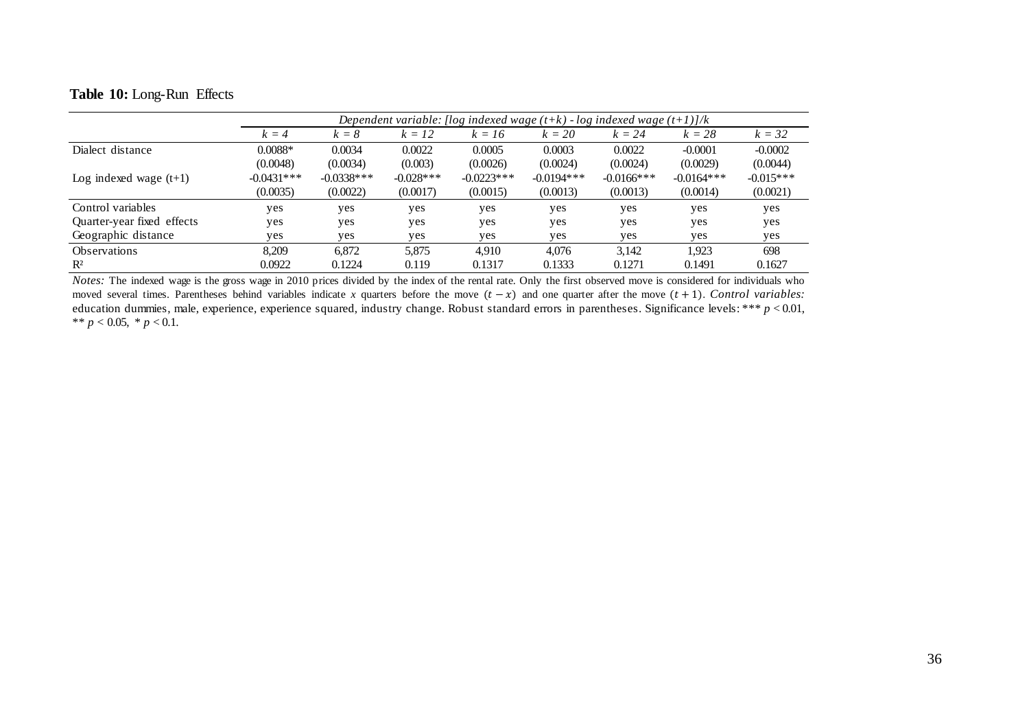**Table 10:** Long-Run Effects

| | *Dependent variable: [log indexed wage (t+k) - log indexed wage (t+1)]/k* | | | | | | | |
|---|---|---|---|---|---|---|---|---|
| | *k = 4* | *k = 8* | *k = 12* | *k = 16* | *k = 20* | *k = 24* | *k = 28* | *k = 32* |
| Dialect distance | 0.0088* | 0.0034 | 0.0022 | 0.0005 | 0.0003 | 0.0022 | -0.0001 | -0.0002 |
| | (0.0048) | (0.0034) | (0.003) | (0.0026) | (0.0024) | (0.0024) | (0.0029) | (0.0044) |
| Log indexed wage (t+1) | -0.0431*** | -0.0338*** | -0.028*** | -0.0223*** | -0.0194*** | -0.0166*** | -0.0164*** | -0.015*** |
| | (0.0035) | (0.0022) | (0.0017) | (0.0015) | (0.0013) | (0.0013) | (0.0014) | (0.0021) |
| Control variables | yes | yes | yes | yes | yes | yes | yes | yes |
| Quarter-year fixed effects | yes | yes | yes | yes | yes | yes | yes | yes |
| Geographic distance | yes | yes | yes | yes | yes | yes | yes | yes |
| Observations | 8,209 | 6,872 | 5,875 | 4,910 | 4,076 | 3,142 | 1,923 | 698 |
| $R^2$ | 0.0922 | 0.1224 | 0.119 | 0.1317 | 0.1333 | 0.1271 | 0.1491 | 0.1627 |

*Notes:* The indexed wage is the gross wage in 2010 prices divided by the index of the rental rate. Only the first observed move is considered for individuals who moved several times. Parentheses behind variables indicate $x$ quarters before the move $(t-x)$ and one quarter after the move $(t+1)$. *Control variables:* education dummies, male, experience, experience squared, industry change. Robust standard errors in parentheses. Significance levels: *** $p < 0.01$, ** $p < 0.05$, * $p < 0.1$.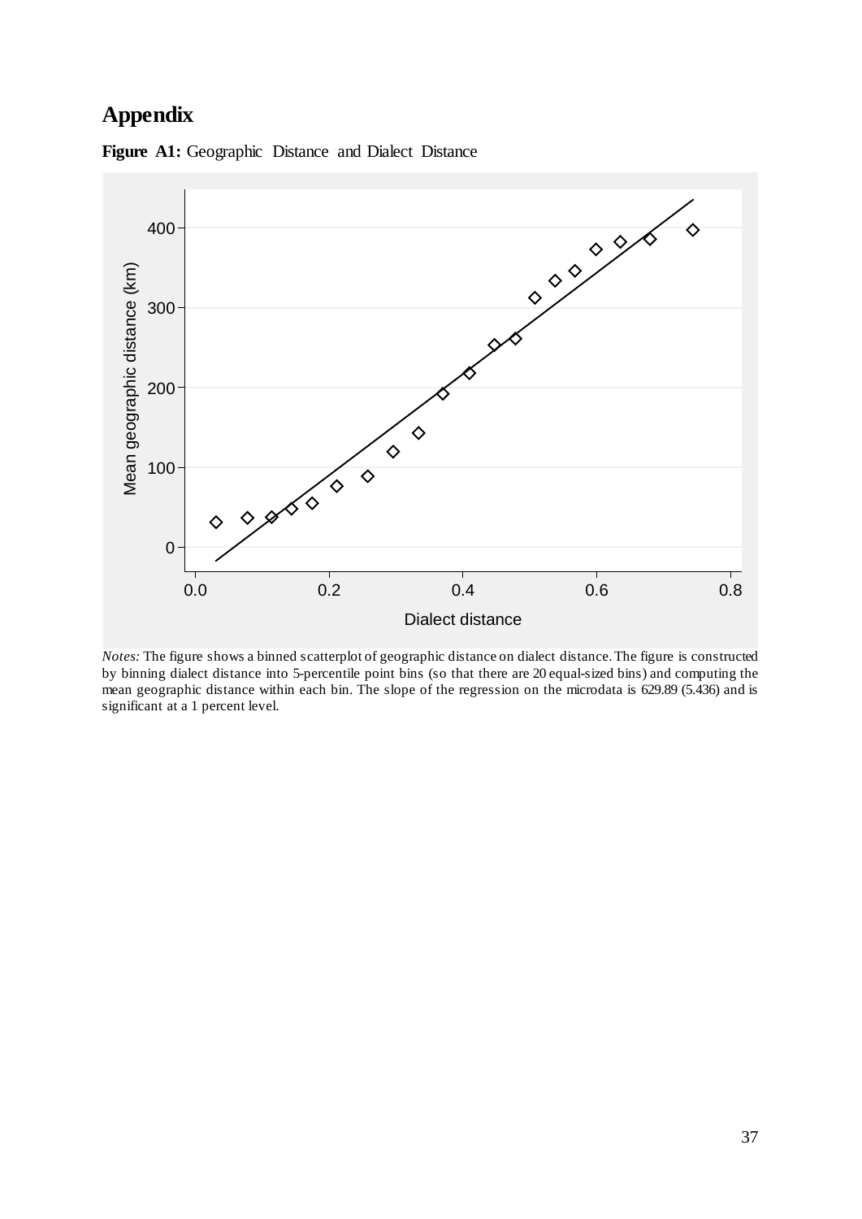# Appendix

**Figure A1:** Geographic Distance and Dialect Distance

*Notes:* The figure shows a binned scatterplot of geographic distance on dialect distance. The figure is constructed by binning dialect distance into 5-percentile point bins (so that there are 20 equal-sized bins) and computing the mean geographic distance within each bin. The slope of the regression on the microdata is 629.89 (5.436) and is significant at a 1 percent level.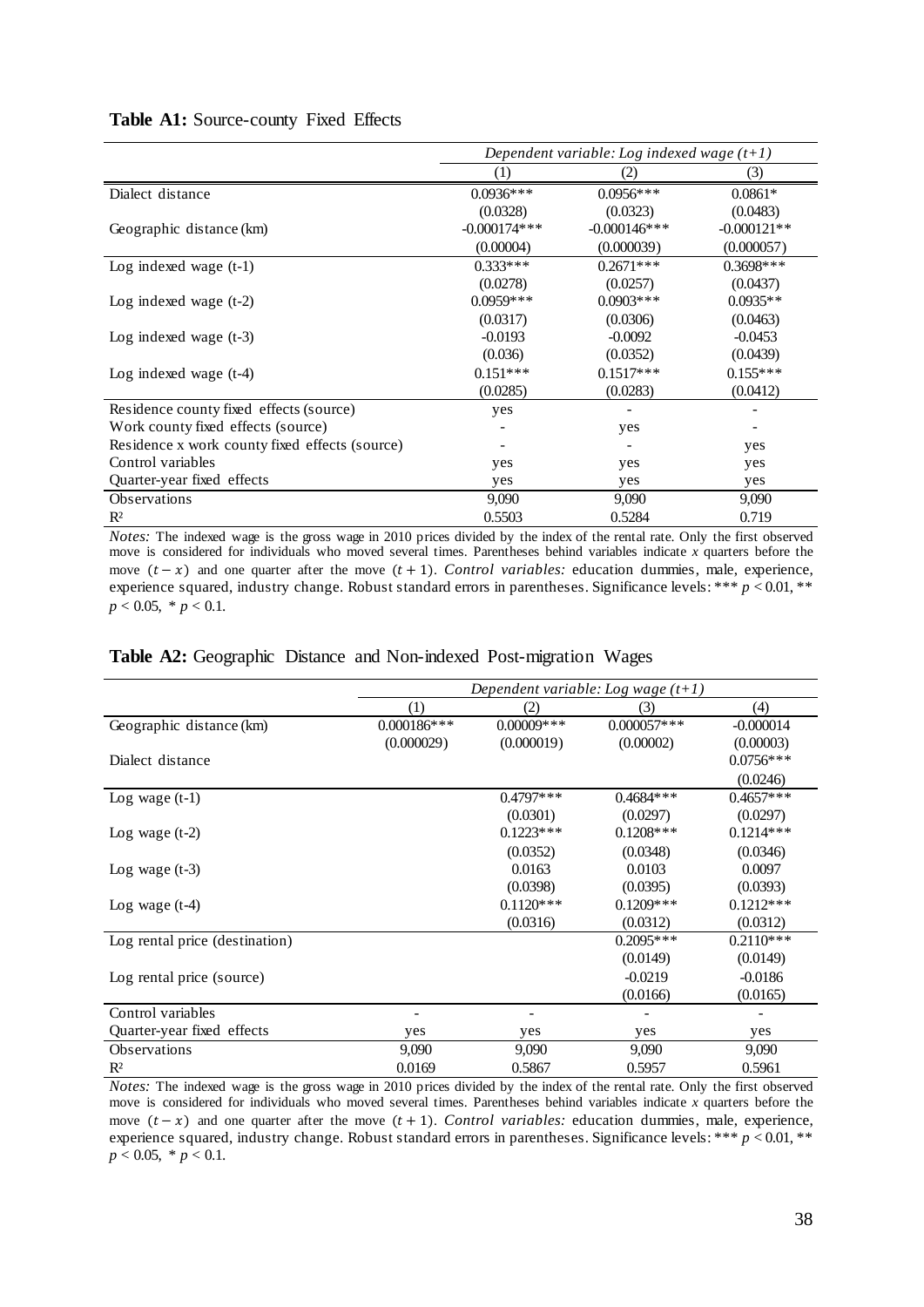**Table A1:** Source-county Fixed Effects

| | *Dependent variable: Log indexed wage (t+1)* | | |
|---|---|---|---|
| | (1) | (2) | (3) |
| Dialect distance | 0.0936*** | 0.0956*** | 0.0861* |
| | (0.0328) | (0.0323) | (0.0483) |
| Geographic distance (km) | -0.000174*** | -0.000146*** | -0.000121** |
| | (0.00004) | (0.000039) | (0.000057) |
| Log indexed wage (t-1) | 0.333*** | 0.2671*** | 0.3698*** |
| | (0.0278) | (0.0257) | (0.0437) |
| Log indexed wage (t-2) | 0.0959*** | 0.0903*** | 0.0935** |
| | (0.0317) | (0.0306) | (0.0463) |
| Log indexed wage (t-3) | -0.0193 | -0.0092 | -0.0453 |
| | (0.036) | (0.0352) | (0.0439) |
| Log indexed wage (t-4) | 0.151*** | 0.1517*** | 0.155*** |
| | (0.0285) | (0.0283) | (0.0412) |
| Residence county fixed effects (source) | yes | - | - |
| Work county fixed effects (source) | - | yes | - |
| Residence x work county fixed effects (source) | - | - | yes |
| Control variables | yes | yes | yes |
| Quarter-year fixed effects | yes | yes | yes |
| Observations | 9,090 | 9,090 | 9,090 |
| $R^2$ | 0.5503 | 0.5284 | 0.719 |

*Notes:* The indexed wage is the gross wage in 2010 prices divided by the index of the rental rate. Only the first observed move is considered for individuals who moved several times. Parentheses behind variables indicate *x* quarters before the move $(t-x)$ and one quarter after the move $(t+1)$. *Control variables:* education dummies, male, experience, experience squared, industry change. Robust standard errors in parentheses. Significance levels: *** $p < 0.01$, ** $p < 0.05$, * $p < 0.1$.

**Table A2:** Geographic Distance and Non-indexed Post-migration Wages

| | *Dependent variable: Log wage (t+1)* | | | |
|---|---|---|---|---|
| | (1) | (2) | (3) | (4) |
| Geographic distance (km) | 0.000186*** | 0.00009*** | 0.000057*** | -0.000014 |
| | (0.000029) | (0.000019) | (0.00002) | (0.00003) |
| Dialect distance | | | | 0.0756*** |
| | | | | (0.0246) |
| Log wage (t-1) | | 0.4797*** | 0.4684*** | 0.4657*** |
| | | (0.0301) | (0.0297) | (0.0297) |
| Log wage (t-2) | | 0.1223*** | 0.1208*** | 0.1214*** |
| | | (0.0352) | (0.0348) | (0.0346) |
| Log wage (t-3) | | 0.0163 | 0.0103 | 0.0097 |
| | | (0.0398) | (0.0395) | (0.0393) |
| Log wage (t-4) | | 0.1120*** | 0.1209*** | 0.1212*** |
| | | (0.0316) | (0.0312) | (0.0312) |
| Log rental price (destination) | | | 0.2095*** | 0.2110*** |
| | | | (0.0149) | (0.0149) |
| Log rental price (source) | | | -0.0219 | -0.0186 |
| | | | (0.0166) | (0.0165) |
| Control variables | - | - | - | - |
| Quarter-year fixed effects | yes | yes | yes | yes |
| Observations | 9,090 | 9,090 | 9,090 | 9,090 |
| $R^2$ | 0.0169 | 0.5867 | 0.5957 | 0.5961 |

*Notes:* The indexed wage is the gross wage in 2010 prices divided by the index of the rental rate. Only the first observed move is considered for individuals who moved several times. Parentheses behind variables indicate *x* quarters before the move $(t-x)$ and one quarter after the move $(t+1)$. *Control variables:* education dummies, male, experience, experience squared, industry change. Robust standard errors in parentheses. Significance levels: *** $p < 0.01$, ** $p < 0.05$, * $p < 0.1$.